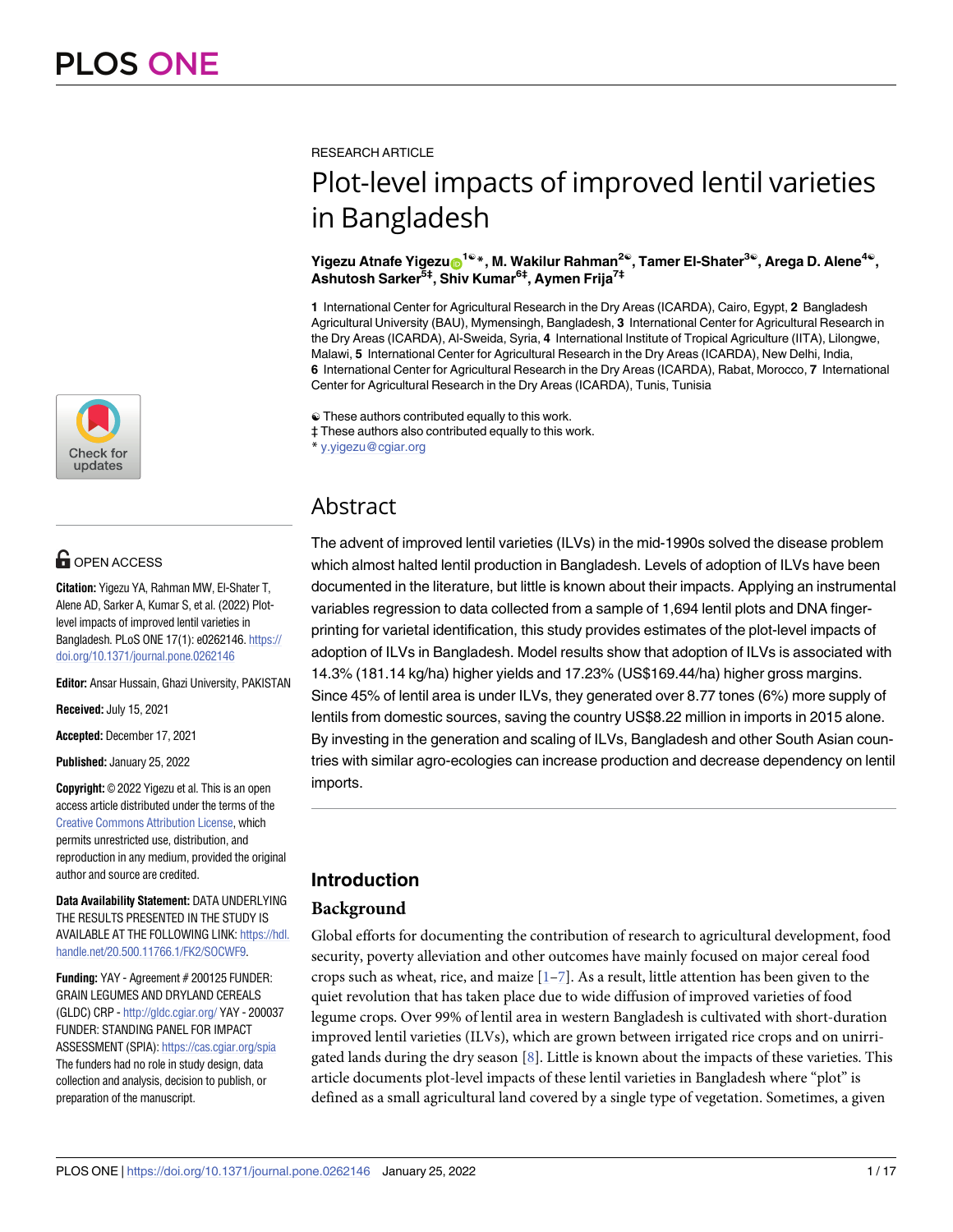RESEARCH ARTICLE

# Plot-level impacts of improved lentil varieties in Bangladesh

**Yigezu Atnafe Yigezu[1☯]*, M. Wakilur Rahman[2☯], Tamer El-Shater[3☯], Arega D. Alene[4☯], Ashutosh Sarker[5‡], Shiv Kumar[6‡], Aymen Frija[7‡]**

**1** International Center for Agricultural Research in the Dry Areas (ICARDA), Cairo, Egypt, **2** Bangladesh Agricultural University (BAU), Mymensingh, Bangladesh, **3** International Center for Agricultural Research in the Dry Areas (ICARDA), Al-Sweida, Syria, **4** International Institute of Tropical Agriculture (IITA), Lilongwe, Malawi, **5** International Center for Agricultural Research in the Dry Areas (ICARDA), New Delhi, India, **6** International Center for Agricultural Research in the Dry Areas (ICARDA), Rabat, Morocco, **7** International Center for Agricultural Research in the Dry Areas (ICARDA), Tunis, Tunisia

☯ These authors contributed equally to this work.
‡ These authors also contributed equally to this work.
* y.yigezu@cgiar.org

OPEN ACCESS

**Citation:** Yigezu YA, Rahman MW, El-Shater T, Alene AD, Sarker A, Kumar S, et al. (2022) Plot-level impacts of improved lentil varieties in Bangladesh. PLoS ONE 17(1): e0262146. https://doi.org/10.1371/journal.pone.0262146

**Editor:** Ansar Hussain, Ghazi University, PAKISTAN

**Received:** July 15, 2021

**Accepted:** December 17, 2021

**Published:** January 25, 2022

**Copyright:** © 2022 Yigezu et al. This is an open access article distributed under the terms of the Creative Commons Attribution License, which permits unrestricted use, distribution, and reproduction in any medium, provided the original author and source are credited.

**Data Availability Statement:** DATA UNDERLYING THE RESULTS PRESENTED IN THE STUDY IS AVAILABLE AT THE FOLLOWING LINK: https://hdl.handle.net/20.500.11766.1/FK2/SOCWF9.

**Funding:** YAY - Agreement # 200125 FUNDER: GRAIN LEGUMES AND DRYLAND CEREALS (GLDC) CRP - http://gldc.cgiar.org/ YAY - 200037 FUNDER: STANDING PANEL FOR IMPACT ASSESSMENT (SPIA): https://cas.cgiar.org/spia The funders had no role in study design, data collection and analysis, decision to publish, or preparation of the manuscript.

## Abstract

The advent of improved lentil varieties (ILVs) in the mid-1990s solved the disease problem which almost halted lentil production in Bangladesh. Levels of adoption of ILVs have been documented in the literature, but little is known about their impacts. Applying an instrumental variables regression to data collected from a sample of 1,694 lentil plots and DNA fingerprinting for varietal identification, this study provides estimates of the plot-level impacts of adoption of ILVs in Bangladesh. Model results show that adoption of ILVs is associated with 14.3% (181.14 kg/ha) higher yields and 17.23% (US$169.44/ha) higher gross margins. Since 45% of lentil area is under ILVs, they generated over 8.77 tones (6%) more supply of lentils from domestic sources, saving the country US$8.22 million in imports in 2015 alone. By investing in the generation and scaling of ILVs, Bangladesh and other South Asian countries with similar agro-ecologies can increase production and decrease dependency on lentil imports.

## Introduction

### Background

Global efforts for documenting the contribution of research to agricultural development, food security, poverty alleviation and other outcomes have mainly focused on major cereal food crops such as wheat, rice, and maize [1–7]. As a result, little attention has been given to the quiet revolution that has taken place due to wide diffusion of improved varieties of food legume crops. Over 99% of lentil area in western Bangladesh is cultivated with short-duration improved lentil varieties (ILVs), which are grown between irrigated rice crops and on unirrigated lands during the dry season [8]. Little is known about the impacts of these varieties. This article documents plot-level impacts of these lentil varieties in Bangladesh where "plot" is defined as a small agricultural land covered by a single type of vegetation. Sometimes, a given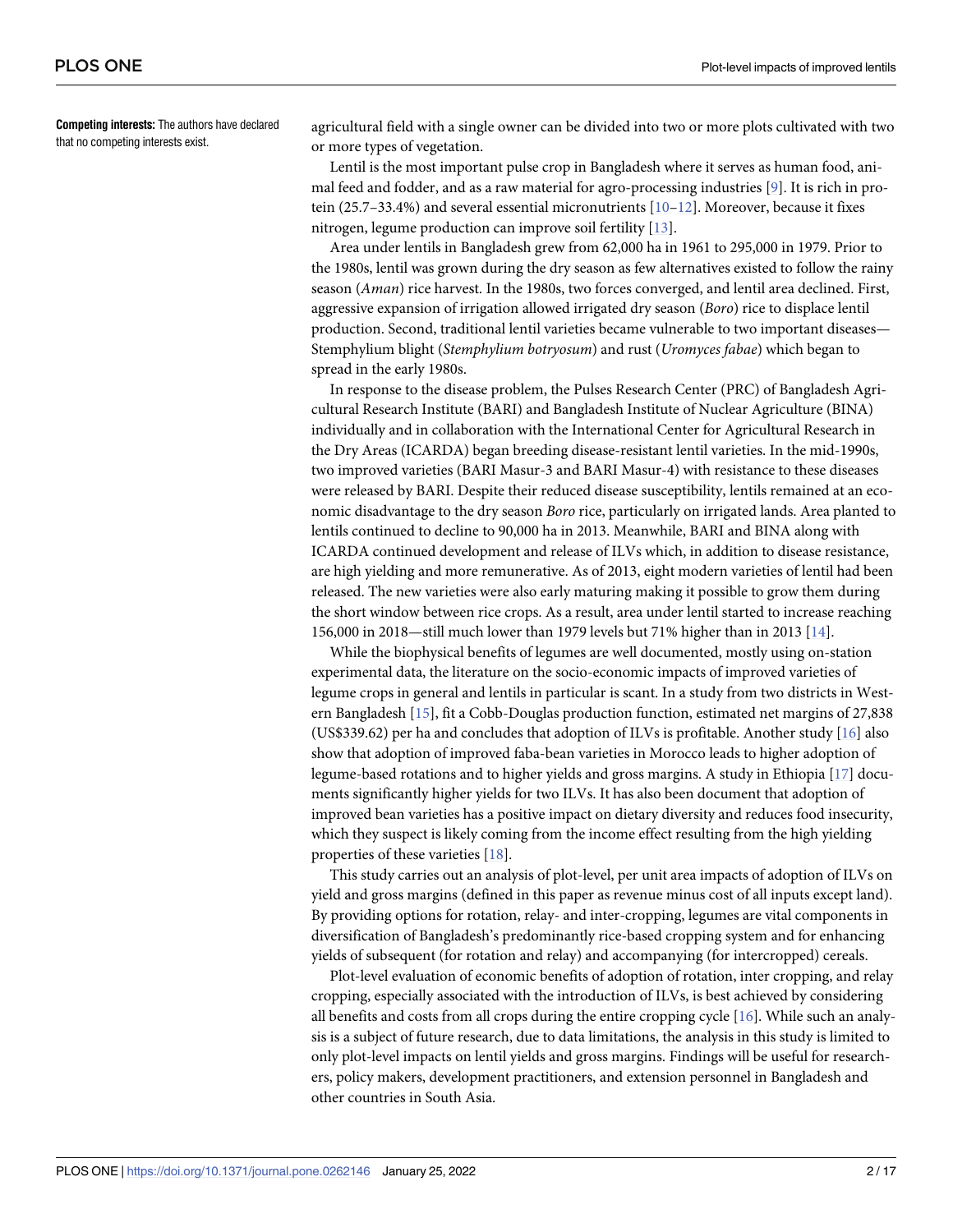**Competing interests:** The authors have declared that no competing interests exist.

agricultural field with a single owner can be divided into two or more plots cultivated with two or more types of vegetation.

Lentil is the most important pulse crop in Bangladesh where it serves as human food, animal feed and fodder, and as a raw material for agro-processing industries [9]. It is rich in protein (25.7–33.4%) and several essential micronutrients [10–12]. Moreover, because it fixes nitrogen, legume production can improve soil fertility [13].

Area under lentils in Bangladesh grew from 62,000 ha in 1961 to 295,000 in 1979. Prior to the 1980s, lentil was grown during the dry season as few alternatives existed to follow the rainy season (*Aman*) rice harvest. In the 1980s, two forces converged, and lentil area declined. First, aggressive expansion of irrigation allowed irrigated dry season (*Boro*) rice to displace lentil production. Second, traditional lentil varieties became vulnerable to two important diseases—Stemphylium blight (*Stemphylium botryosum*) and rust (*Uromyces fabae*) which began to spread in the early 1980s.

In response to the disease problem, the Pulses Research Center (PRC) of Bangladesh Agricultural Research Institute (BARI) and Bangladesh Institute of Nuclear Agriculture (BINA) individually and in collaboration with the International Center for Agricultural Research in the Dry Areas (ICARDA) began breeding disease-resistant lentil varieties. In the mid-1990s, two improved varieties (BARI Masur-3 and BARI Masur-4) with resistance to these diseases were released by BARI. Despite their reduced disease susceptibility, lentils remained at an economic disadvantage to the dry season *Boro* rice, particularly on irrigated lands. Area planted to lentils continued to decline to 90,000 ha in 2013. Meanwhile, BARI and BINA along with ICARDA continued development and release of ILVs which, in addition to disease resistance, are high yielding and more remunerative. As of 2013, eight modern varieties of lentil had been released. The new varieties were also early maturing making it possible to grow them during the short window between rice crops. As a result, area under lentil started to increase reaching 156,000 in 2018—still much lower than 1979 levels but 71% higher than in 2013 [14].

While the biophysical benefits of legumes are well documented, mostly using on-station experimental data, the literature on the socio-economic impacts of improved varieties of legume crops in general and lentils in particular is scant. In a study from two districts in Western Bangladesh [15], fit a Cobb-Douglas production function, estimated net margins of 27,838 (US$339.62) per ha and concludes that adoption of ILVs is profitable. Another study [16] also show that adoption of improved faba-bean varieties in Morocco leads to higher adoption of legume-based rotations and to higher yields and gross margins. A study in Ethiopia [17] documents significantly higher yields for two ILVs. It has also been document that adoption of improved bean varieties has a positive impact on dietary diversity and reduces food insecurity, which they suspect is likely coming from the income effect resulting from the high yielding properties of these varieties [18].

This study carries out an analysis of plot-level, per unit area impacts of adoption of ILVs on yield and gross margins (defined in this paper as revenue minus cost of all inputs except land). By providing options for rotation, relay- and inter-cropping, legumes are vital components in diversification of Bangladesh's predominantly rice-based cropping system and for enhancing yields of subsequent (for rotation and relay) and accompanying (for intercropped) cereals.

Plot-level evaluation of economic benefits of adoption of rotation, inter cropping, and relay cropping, especially associated with the introduction of ILVs, is best achieved by considering all benefits and costs from all crops during the entire cropping cycle [16]. While such an analysis is a subject of future research, due to data limitations, the analysis in this study is limited to only plot-level impacts on lentil yields and gross margins. Findings will be useful for researchers, policy makers, development practitioners, and extension personnel in Bangladesh and other countries in South Asia.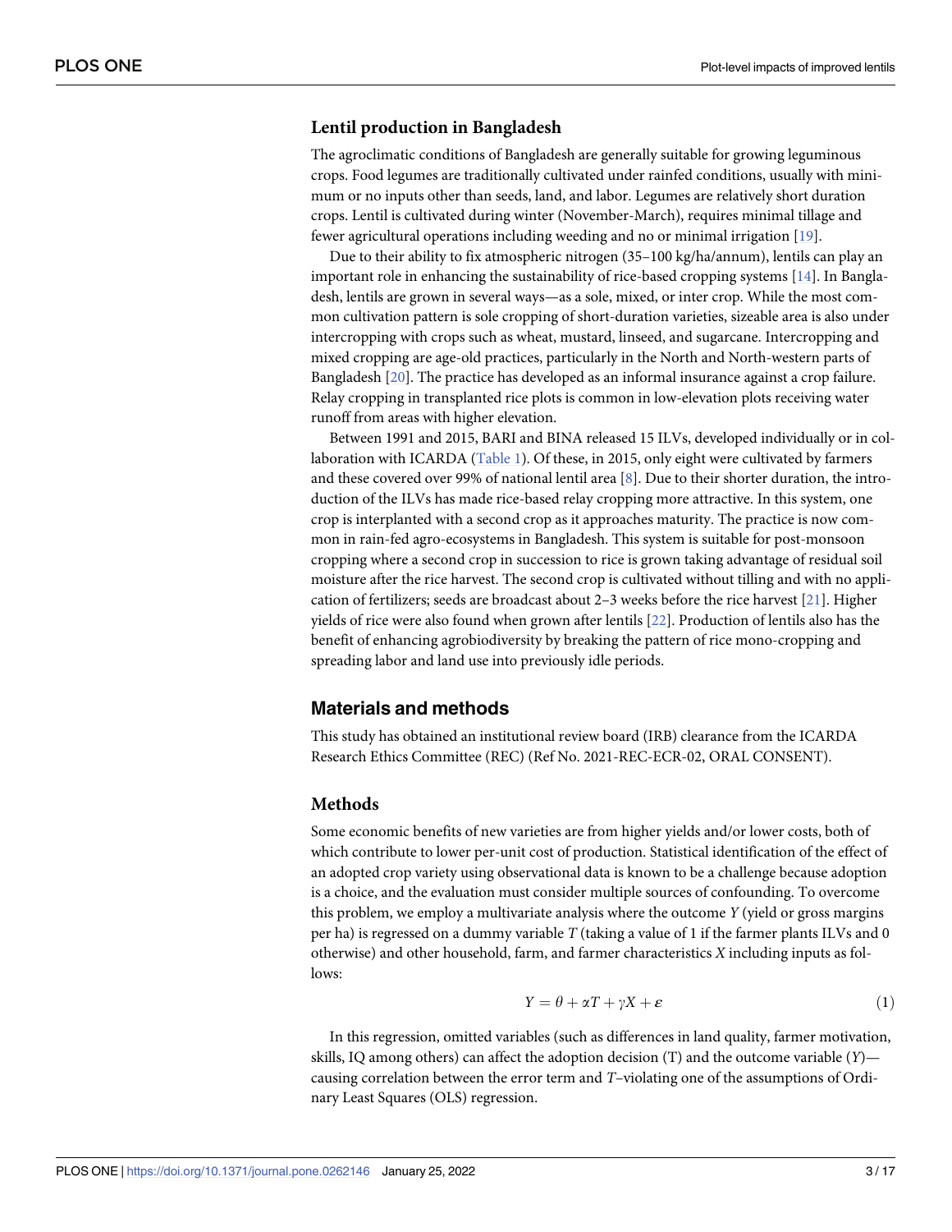## Lentil production in Bangladesh

The agroclimatic conditions of Bangladesh are generally suitable for growing leguminous crops. Food legumes are traditionally cultivated under rainfed conditions, usually with minimum or no inputs other than seeds, land, and labor. Legumes are relatively short duration crops. Lentil is cultivated during winter (November-March), requires minimal tillage and fewer agricultural operations including weeding and no or minimal irrigation [19].

Due to their ability to fix atmospheric nitrogen (35–100 kg/ha/annum), lentils can play an important role in enhancing the sustainability of rice-based cropping systems [14]. In Bangladesh, lentils are grown in several ways—as a sole, mixed, or inter crop. While the most common cultivation pattern is sole cropping of short-duration varieties, sizeable area is also under intercropping with crops such as wheat, mustard, linseed, and sugarcane. Intercropping and mixed cropping are age-old practices, particularly in the North and North-western parts of Bangladesh [20]. The practice has developed as an informal insurance against a crop failure. Relay cropping in transplanted rice plots is common in low-elevation plots receiving water runoff from areas with higher elevation.

Between 1991 and 2015, BARI and BINA released 15 ILVs, developed individually or in collaboration with ICARDA (Table 1). Of these, in 2015, only eight were cultivated by farmers and these covered over 99% of national lentil area [8]. Due to their shorter duration, the introduction of the ILVs has made rice-based relay cropping more attractive. In this system, one crop is interplanted with a second crop as it approaches maturity. The practice is now common in rain-fed agro-ecosystems in Bangladesh. This system is suitable for post-monsoon cropping where a second crop in succession to rice is grown taking advantage of residual soil moisture after the rice harvest. The second crop is cultivated without tilling and with no application of fertilizers; seeds are broadcast about 2–3 weeks before the rice harvest [21]. Higher yields of rice were also found when grown after lentils [22]. Production of lentils also has the benefit of enhancing agrobiodiversity by breaking the pattern of rice mono-cropping and spreading labor and land use into previously idle periods.

# Materials and methods

This study has obtained an institutional review board (IRB) clearance from the ICARDA Research Ethics Committee (REC) (Ref No. 2021-REC-ECR-02, ORAL CONSENT).

## Methods

Some economic benefits of new varieties are from higher yields and/or lower costs, both of which contribute to lower per-unit cost of production. Statistical identification of the effect of an adopted crop variety using observational data is known to be a challenge because adoption is a choice, and the evaluation must consider multiple sources of confounding. To overcome this problem, we employ a multivariate analysis where the outcome $Y$ (yield or gross margins per ha) is regressed on a dummy variable $T$ (taking a value of 1 if the farmer plants ILVs and 0 otherwise) and other household, farm, and farmer characteristics $X$ including inputs as follows:

$$Y = \theta + \alpha T + \gamma X + \varepsilon \tag{1}$$

In this regression, omitted variables (such as differences in land quality, farmer motivation, skills, IQ among others) can affect the adoption decision (T) and the outcome variable ($Y$)—causing correlation between the error term and $T$–violating one of the assumptions of Ordinary Least Squares (OLS) regression.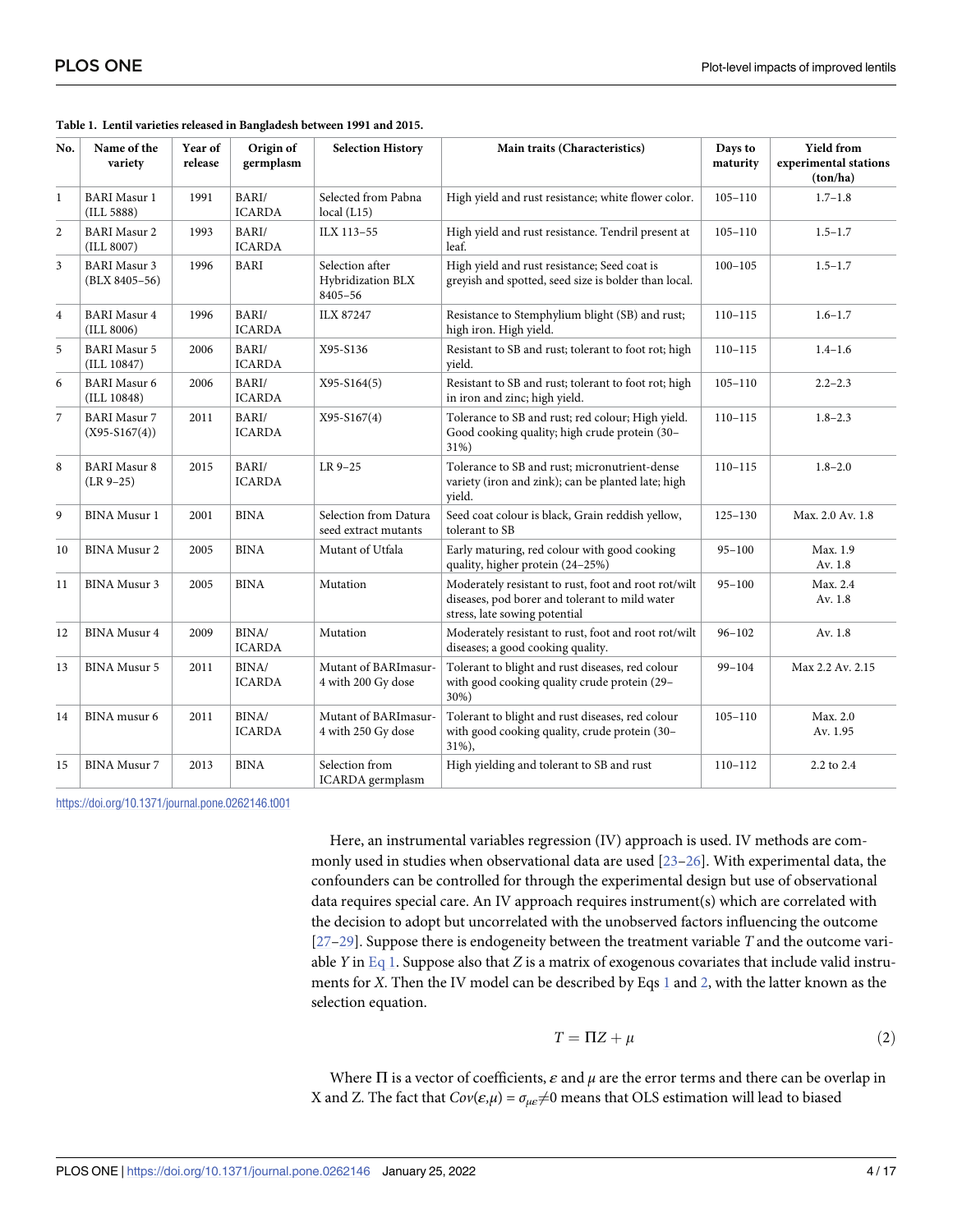**Table 1. Lentil varieties released in Bangladesh between 1991 and 2015.**

| No. | Name of the variety | Year of release | Origin of germplasm | Selection History | Main traits (Characteristics) | Days to maturity | Yield from experimental stations (ton/ha) |
|---|---|---|---|---|---|---|---|
| 1 | BARI Masur 1 (ILL 5888) | 1991 | BARI/ ICARDA | Selected from Pabna local (L15) | High yield and rust resistance; white flower color. | 105–110 | 1.7–1.8 |
| 2 | BARI Masur 2 (ILL 8007) | 1993 | BARI/ ICARDA | ILX 113–55 | High yield and rust resistance. Tendril present at leaf. | 105–110 | 1.5–1.7 |
| 3 | BARI Masur 3 (BLX 8405–56) | 1996 | BARI | Selection after Hybridization BLX 8405–56 | High yield and rust resistance; Seed coat is greyish and spotted, seed size is bolder than local. | 100–105 | 1.5–1.7 |
| 4 | BARI Masur 4 (ILL 8006) | 1996 | BARI/ ICARDA | ILX 87247 | Resistance to Stemphylium blight (SB) and rust; high iron. High yield. | 110–115 | 1.6–1.7 |
| 5 | BARI Masur 5 (ILL 10847) | 2006 | BARI/ ICARDA | X95-S136 | Resistant to SB and rust; tolerant to foot rot; high yield. | 110–115 | 1.4–1.6 |
| 6 | BARI Masur 6 (ILL 10848) | 2006 | BARI/ ICARDA | X95-S164(5) | Resistant to SB and rust; tolerant to foot rot; high in iron and zinc; high yield. | 105–110 | 2.2–2.3 |
| 7 | BARI Masur 7 (X95-S167(4)) | 2011 | BARI/ ICARDA | X95-S167(4) | Tolerance to SB and rust; red colour; High yield. Good cooking quality; high crude protein (30–31%) | 110–115 | 1.8–2.3 |
| 8 | BARI Masur 8 (LR 9–25) | 2015 | BARI/ ICARDA | LR 9–25 | Tolerance to SB and rust; micronutrient-dense variety (iron and zink); can be planted late; high yield. | 110–115 | 1.8–2.0 |
| 9 | BINA Musur 1 | 2001 | BINA | Selection from Datura seed extract mutants | Seed coat colour is black, Grain reddish yellow, tolerant to SB | 125–130 | Max. 2.0 Av. 1.8 |
| 10 | BINA Musur 2 | 2005 | BINA | Mutant of Utfala | Early maturing, red colour with good cooking quality, higher protein (24–25%) | 95–100 | Max. 1.9 Av. 1.8 |
| 11 | BINA Musur 3 | 2005 | BINA | Mutation | Moderately resistant to rust, foot and root rot/wilt diseases, pod borer and tolerant to mild water stress, late sowing potential | 95–100 | Max. 2.4 Av. 1.8 |
| 12 | BINA Musur 4 | 2009 | BINA/ ICARDA | Mutation | Moderately resistant to rust, foot and root rot/wilt diseases; a good cooking quality. | 96–102 | Av. 1.8 |
| 13 | BINA Musur 5 | 2011 | BINA/ ICARDA | Mutant of BARImasur-4 with 200 Gy dose | Tolerant to blight and rust diseases, red colour with good cooking quality crude protein (29–30%) | 99–104 | Max 2.2 Av. 2.15 |
| 14 | BINA musur 6 | 2011 | BINA/ ICARDA | Mutant of BARImasur-4 with 250 Gy dose | Tolerant to blight and rust diseases, red colour with good cooking quality, crude protein (30–31%), | 105–110 | Max. 2.0 Av. 1.95 |
| 15 | BINA Musur 7 | 2013 | BINA | Selection from ICARDA germplasm | High yielding and tolerant to SB and rust | 110–112 | 2.2 to 2.4 |

https://doi.org/10.1371/journal.pone.0262146.t001

Here, an instrumental variables regression (IV) approach is used. IV methods are commonly used in studies when observational data are used [23–26]. With experimental data, the confounders can be controlled for through the experimental design but use of observational data requires special care. An IV approach requires instrument(s) which are correlated with the decision to adopt but uncorrelated with the unobserved factors influencing the outcome [27–29]. Suppose there is endogeneity between the treatment variable $T$ and the outcome variable $Y$ in Eq 1. Suppose also that $Z$ is a matrix of exogenous covariates that include valid instruments for $X$. Then the IV model can be described by Eqs 1 and 2, with the latter known as the selection equation.

$$T = \Pi Z + \mu \tag{2}$$

Where $\Pi$ is a vector of coefficients, $\varepsilon$ and $\mu$ are the error terms and there can be overlap in X and Z. The fact that $Cov(\varepsilon,\mu) = \sigma_{\mu\varepsilon} \neq 0$ means that OLS estimation will lead to biased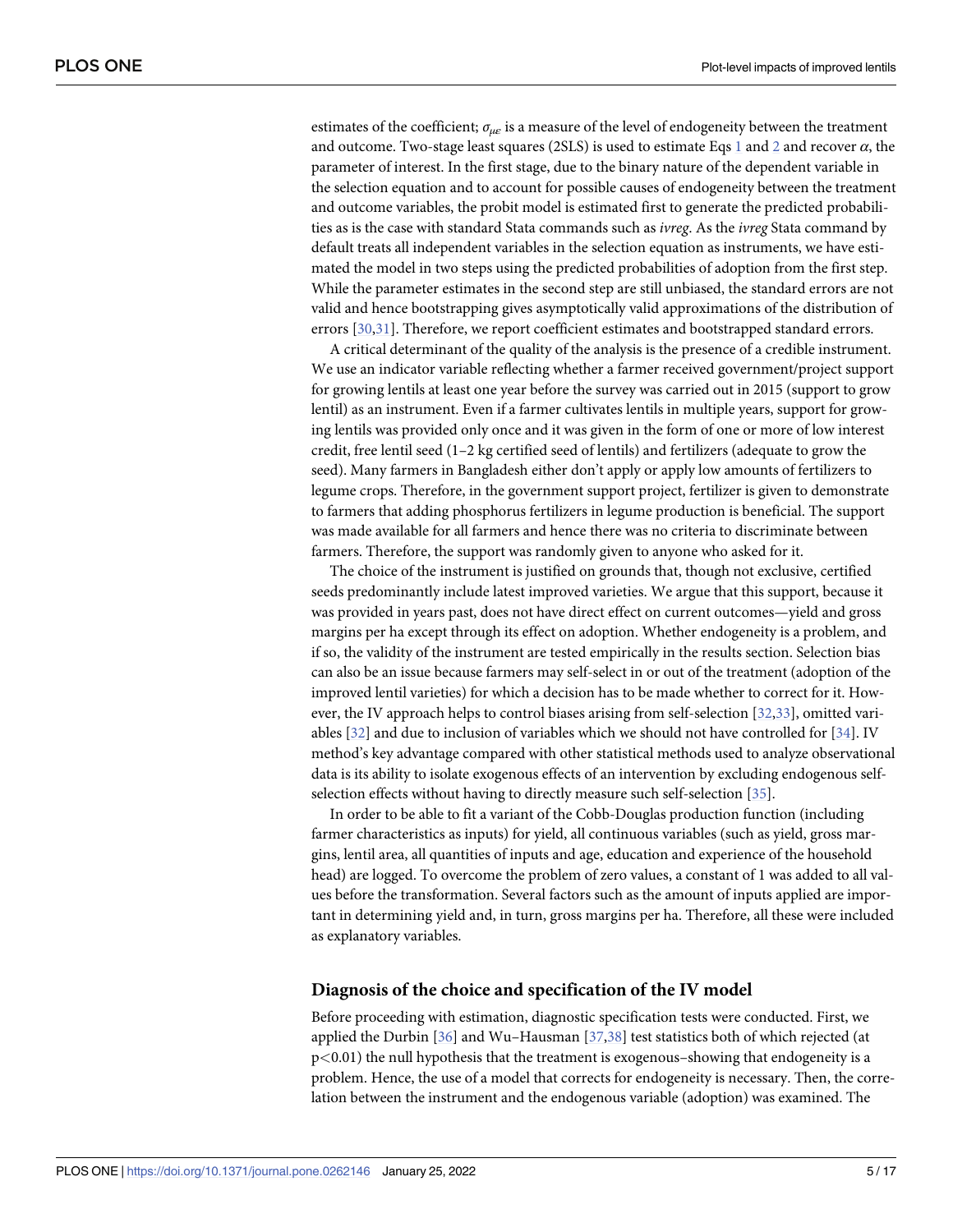estimates of the coefficient; $\sigma_{\mu\varepsilon}$ is a measure of the level of endogeneity between the treatment and outcome. Two-stage least squares (2SLS) is used to estimate Eqs 1 and 2 and recover $\alpha$, the parameter of interest. In the first stage, due to the binary nature of the dependent variable in the selection equation and to account for possible causes of endogeneity between the treatment and outcome variables, the probit model is estimated first to generate the predicted probabilities as is the case with standard Stata commands such as *ivreg*. As the *ivreg* Stata command by default treats all independent variables in the selection equation as instruments, we have estimated the model in two steps using the predicted probabilities of adoption from the first step. While the parameter estimates in the second step are still unbiased, the standard errors are not valid and hence bootstrapping gives asymptotically valid approximations of the distribution of errors [30,31]. Therefore, we report coefficient estimates and bootstrapped standard errors.

A critical determinant of the quality of the analysis is the presence of a credible instrument. We use an indicator variable reflecting whether a farmer received government/project support for growing lentils at least one year before the survey was carried out in 2015 (support to grow lentil) as an instrument. Even if a farmer cultivates lentils in multiple years, support for growing lentils was provided only once and it was given in the form of one or more of low interest credit, free lentil seed (1–2 kg certified seed of lentils) and fertilizers (adequate to grow the seed). Many farmers in Bangladesh either don't apply or apply low amounts of fertilizers to legume crops. Therefore, in the government support project, fertilizer is given to demonstrate to farmers that adding phosphorus fertilizers in legume production is beneficial. The support was made available for all farmers and hence there was no criteria to discriminate between farmers. Therefore, the support was randomly given to anyone who asked for it.

The choice of the instrument is justified on grounds that, though not exclusive, certified seeds predominantly include latest improved varieties. We argue that this support, because it was provided in years past, does not have direct effect on current outcomes—yield and gross margins per ha except through its effect on adoption. Whether endogeneity is a problem, and if so, the validity of the instrument are tested empirically in the results section. Selection bias can also be an issue because farmers may self-select in or out of the treatment (adoption of the improved lentil varieties) for which a decision has to be made whether to correct for it. However, the IV approach helps to control biases arising from self-selection [32,33], omitted variables [32] and due to inclusion of variables which we should not have controlled for [34]. IV method's key advantage compared with other statistical methods used to analyze observational data is its ability to isolate exogenous effects of an intervention by excluding endogenous self-selection effects without having to directly measure such self-selection [35].

In order to be able to fit a variant of the Cobb-Douglas production function (including farmer characteristics as inputs) for yield, all continuous variables (such as yield, gross margins, lentil area, all quantities of inputs and age, education and experience of the household head) are logged. To overcome the problem of zero values, a constant of 1 was added to all values before the transformation. Several factors such as the amount of inputs applied are important in determining yield and, in turn, gross margins per ha. Therefore, all these were included as explanatory variables.

## Diagnosis of the choice and specification of the IV model

Before proceeding with estimation, diagnostic specification tests were conducted. First, we applied the Durbin [36] and Wu–Hausman [37,38] test statistics both of which rejected (at $p<0.01$) the null hypothesis that the treatment is exogenous–showing that endogeneity is a problem. Hence, the use of a model that corrects for endogeneity is necessary. Then, the correlation between the instrument and the endogenous variable (adoption) was examined. The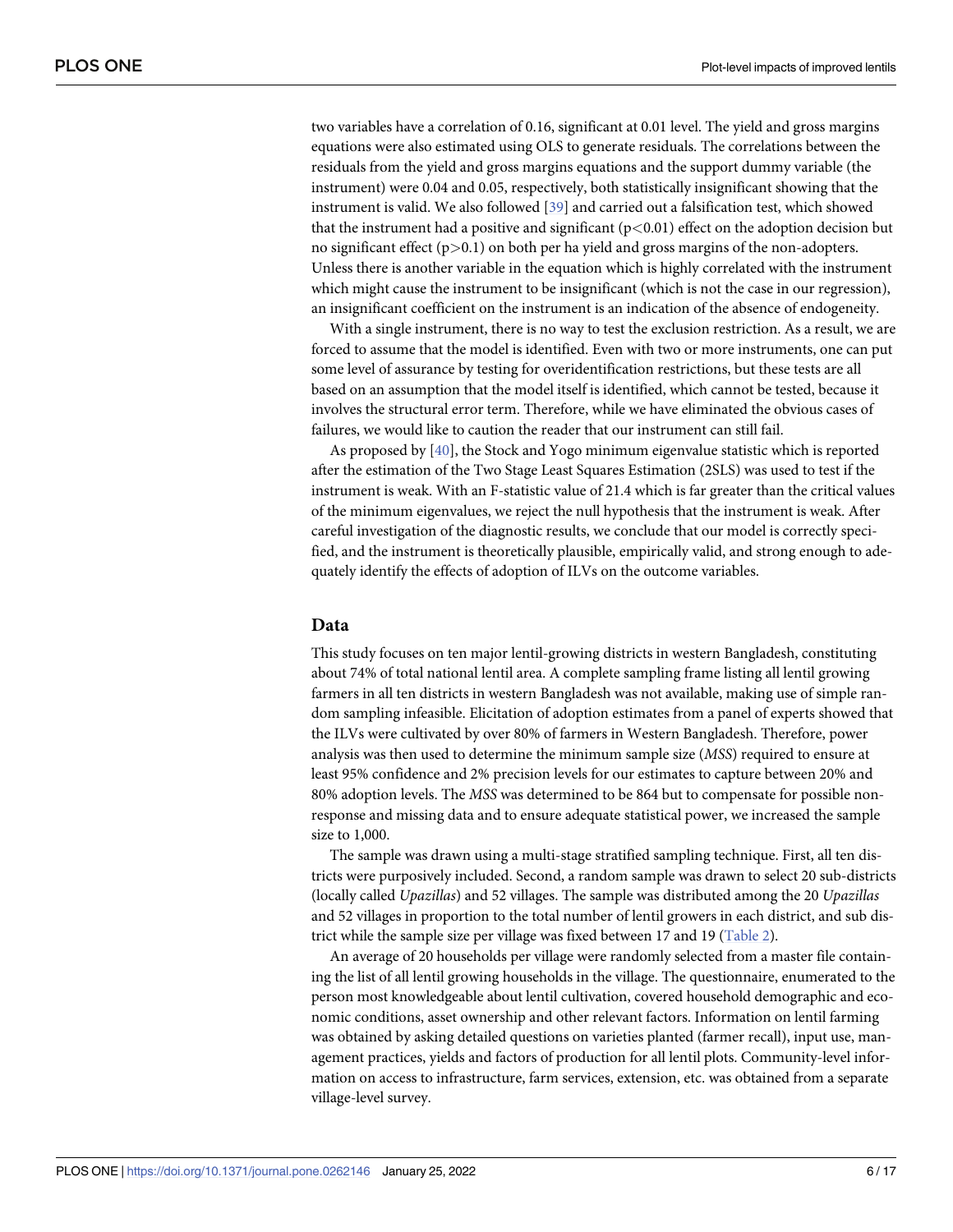two variables have a correlation of 0.16, significant at 0.01 level. The yield and gross margins equations were also estimated using OLS to generate residuals. The correlations between the residuals from the yield and gross margins equations and the support dummy variable (the instrument) were 0.04 and 0.05, respectively, both statistically insignificant showing that the instrument is valid. We also followed [39] and carried out a falsification test, which showed that the instrument had a positive and significant ($p<0.01$) effect on the adoption decision but no significant effect ($p>0.1$) on both per ha yield and gross margins of the non-adopters. Unless there is another variable in the equation which is highly correlated with the instrument which might cause the instrument to be insignificant (which is not the case in our regression), an insignificant coefficient on the instrument is an indication of the absence of endogeneity.

With a single instrument, there is no way to test the exclusion restriction. As a result, we are forced to assume that the model is identified. Even with two or more instruments, one can put some level of assurance by testing for overidentification restrictions, but these tests are all based on an assumption that the model itself is identified, which cannot be tested, because it involves the structural error term. Therefore, while we have eliminated the obvious cases of failures, we would like to caution the reader that our instrument can still fail.

As proposed by [40], the Stock and Yogo minimum eigenvalue statistic which is reported after the estimation of the Two Stage Least Squares Estimation (2SLS) was used to test if the instrument is weak. With an F-statistic value of 21.4 which is far greater than the critical values of the minimum eigenvalues, we reject the null hypothesis that the instrument is weak. After careful investigation of the diagnostic results, we conclude that our model is correctly specified, and the instrument is theoretically plausible, empirically valid, and strong enough to adequately identify the effects of adoption of ILVs on the outcome variables.

## Data

This study focuses on ten major lentil-growing districts in western Bangladesh, constituting about 74% of total national lentil area. A complete sampling frame listing all lentil growing farmers in all ten districts in western Bangladesh was not available, making use of simple random sampling infeasible. Elicitation of adoption estimates from a panel of experts showed that the ILVs were cultivated by over 80% of farmers in Western Bangladesh. Therefore, power analysis was then used to determine the minimum sample size (*MSS*) required to ensure at least 95% confidence and 2% precision levels for our estimates to capture between 20% and 80% adoption levels. The *MSS* was determined to be 864 but to compensate for possible non-response and missing data and to ensure adequate statistical power, we increased the sample size to 1,000.

The sample was drawn using a multi-stage stratified sampling technique. First, all ten districts were purposively included. Second, a random sample was drawn to select 20 sub-districts (locally called *Upazillas*) and 52 villages. The sample was distributed among the 20 *Upazillas* and 52 villages in proportion to the total number of lentil growers in each district, and sub district while the sample size per village was fixed between 17 and 19 (Table 2).

An average of 20 households per village were randomly selected from a master file containing the list of all lentil growing households in the village. The questionnaire, enumerated to the person most knowledgeable about lentil cultivation, covered household demographic and economic conditions, asset ownership and other relevant factors. Information on lentil farming was obtained by asking detailed questions on varieties planted (farmer recall), input use, management practices, yields and factors of production for all lentil plots. Community-level information on access to infrastructure, farm services, extension, etc. was obtained from a separate village-level survey.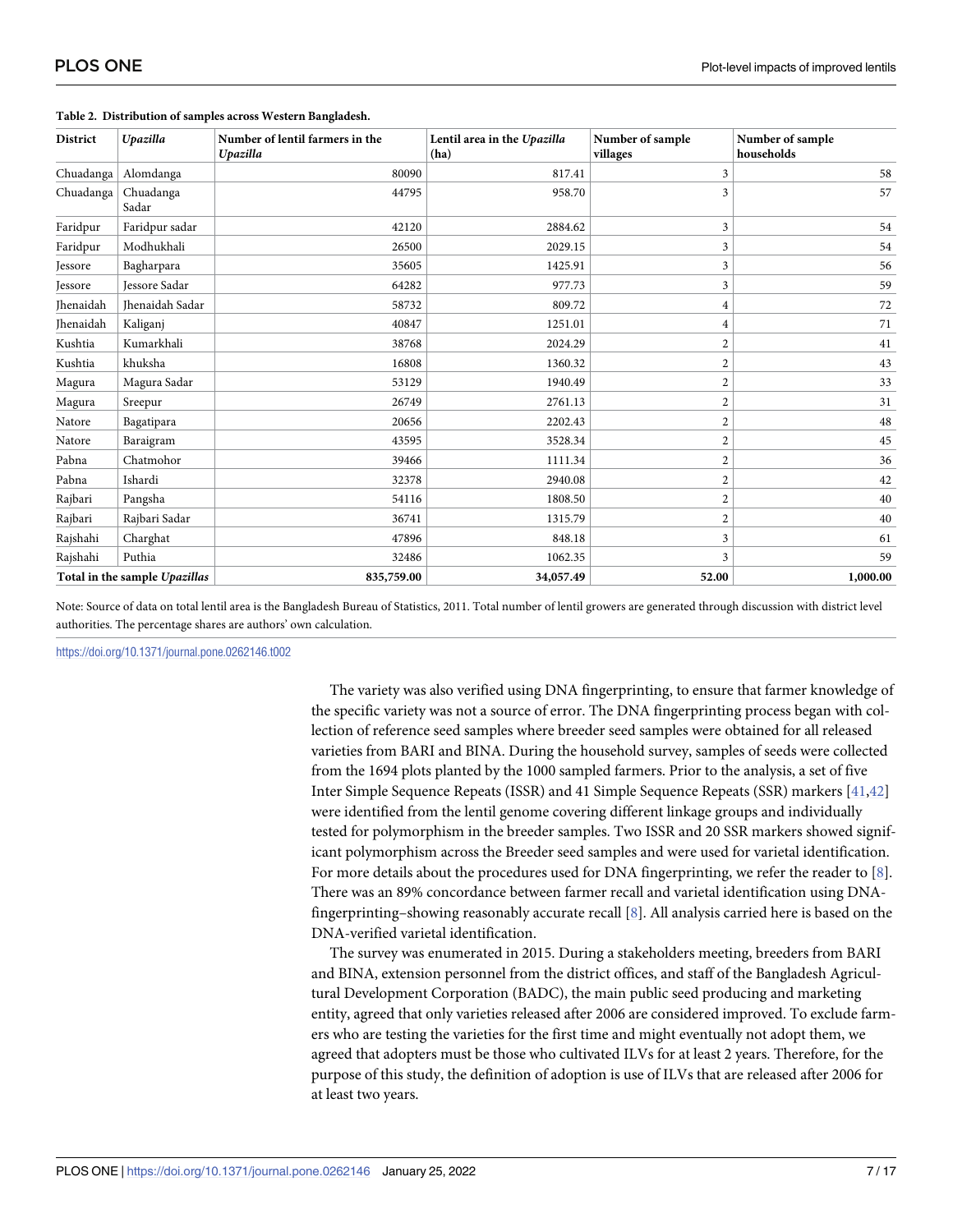**Table 2. Distribution of samples across Western Bangladesh.**

| District | *Upazilla* | Number of lentil farmers in the *Upazilla* | Lentil area in the *Upazilla* (ha) | Number of sample villages | Number of sample households |
|---|---|---|---|---|---|
| Chuadanga | Alomdanga | 80090 | 817.41 | 3 | 58 |
| Chuadanga | Chuadanga Sadar | 44795 | 958.70 | 3 | 57 |
| Faridpur | Faridpur sadar | 42120 | 2884.62 | 3 | 54 |
| Faridpur | Modhukhali | 26500 | 2029.15 | 3 | 54 |
| Jessore | Bagharpara | 35605 | 1425.91 | 3 | 56 |
| Jessore | Jessore Sadar | 64282 | 977.73 | 3 | 59 |
| Jhenaidah | Jhenaidah Sadar | 58732 | 809.72 | 4 | 72 |
| Jhenaidah | Kaliganj | 40847 | 1251.01 | 4 | 71 |
| Kushtia | Kumarkhali | 38768 | 2024.29 | 2 | 41 |
| Kushtia | khuksha | 16808 | 1360.32 | 2 | 43 |
| Magura | Magura Sadar | 53129 | 1940.49 | 2 | 33 |
| Magura | Sreepur | 26749 | 2761.13 | 2 | 31 |
| Natore | Bagatipara | 20656 | 2202.43 | 2 | 48 |
| Natore | Baraigram | 43595 | 3528.34 | 2 | 45 |
| Pabna | Chatmohor | 39466 | 1111.34 | 2 | 36 |
| Pabna | Ishardi | 32378 | 2940.08 | 2 | 42 |
| Rajbari | Pangsha | 54116 | 1808.50 | 2 | 40 |
| Rajbari | Rajbari Sadar | 36741 | 1315.79 | 2 | 40 |
| Rajshahi | Charghat | 47896 | 848.18 | 3 | 61 |
| Rajshahi | Puthia | 32486 | 1062.35 | 3 | 59 |
| **Total in the sample *Upazillas*** | | **835,759.00** | **34,057.49** | **52.00** | **1,000.00** |

Note: Source of data on total lentil area is the Bangladesh Bureau of Statistics, 2011. Total number of lentil growers are generated through discussion with district level authorities. The percentage shares are authors' own calculation.

https://doi.org/10.1371/journal.pone.0262146.t002

The variety was also verified using DNA fingerprinting, to ensure that farmer knowledge of the specific variety was not a source of error. The DNA fingerprinting process began with collection of reference seed samples where breeder seed samples were obtained for all released varieties from BARI and BINA. During the household survey, samples of seeds were collected from the 1694 plots planted by the 1000 sampled farmers. Prior to the analysis, a set of five Inter Simple Sequence Repeats (ISSR) and 41 Simple Sequence Repeats (SSR) markers [41,42] were identified from the lentil genome covering different linkage groups and individually tested for polymorphism in the breeder samples. Two ISSR and 20 SSR markers showed significant polymorphism across the Breeder seed samples and were used for varietal identification. For more details about the procedures used for DNA fingerprinting, we refer the reader to [8]. There was an 89% concordance between farmer recall and varietal identification using DNA-fingerprinting–showing reasonably accurate recall [8]. All analysis carried here is based on the DNA-verified varietal identification.

The survey was enumerated in 2015. During a stakeholders meeting, breeders from BARI and BINA, extension personnel from the district offices, and staff of the Bangladesh Agricultural Development Corporation (BADC), the main public seed producing and marketing entity, agreed that only varieties released after 2006 are considered improved. To exclude farmers who are testing the varieties for the first time and might eventually not adopt them, we agreed that adopters must be those who cultivated ILVs for at least 2 years. Therefore, for the purpose of this study, the definition of adoption is use of ILVs that are released after 2006 for at least two years.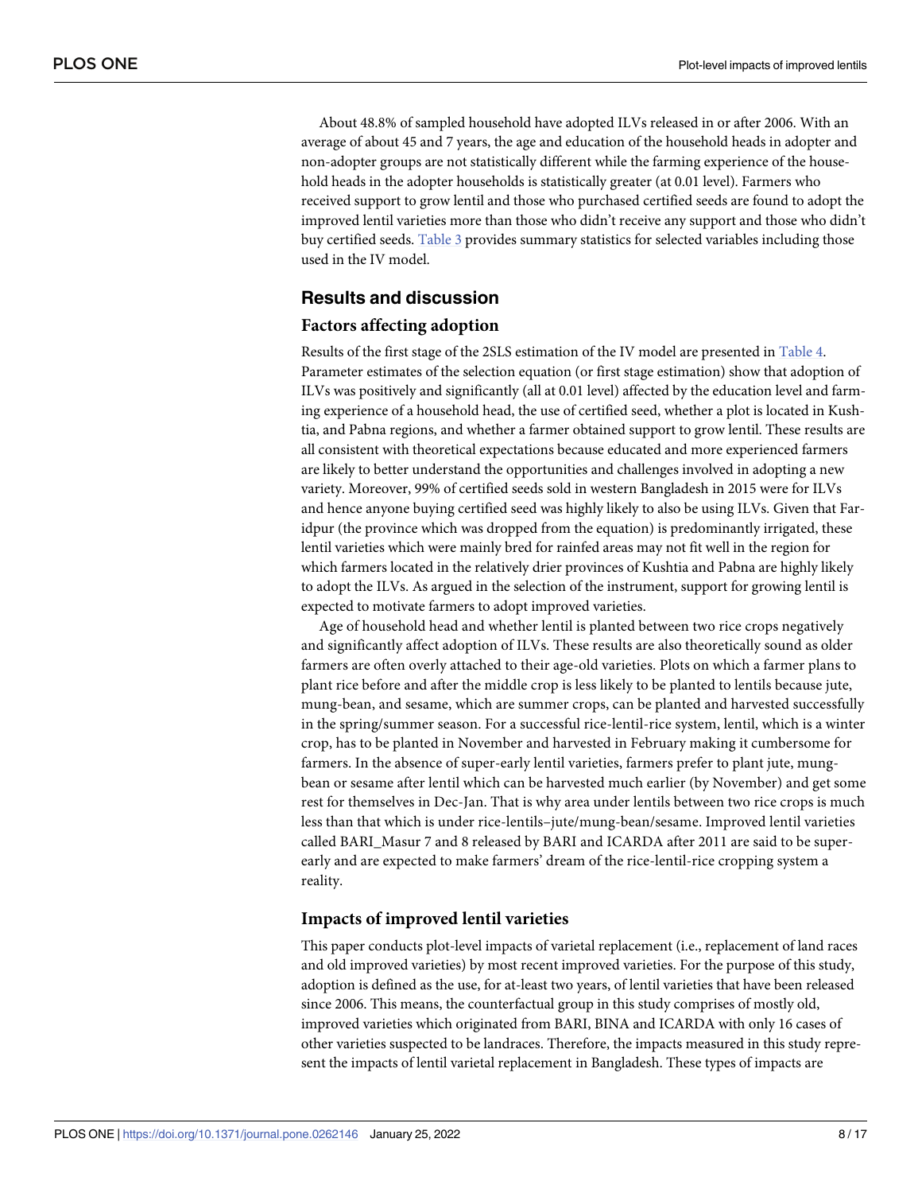About 48.8% of sampled household have adopted ILVs released in or after 2006. With an average of about 45 and 7 years, the age and education of the household heads in adopter and non-adopter groups are not statistically different while the farming experience of the household heads in the adopter households is statistically greater (at 0.01 level). Farmers who received support to grow lentil and those who purchased certified seeds are found to adopt the improved lentil varieties more than those who didn't receive any support and those who didn't buy certified seeds. Table 3 provides summary statistics for selected variables including those used in the IV model.

## Results and discussion

### Factors affecting adoption

Results of the first stage of the 2SLS estimation of the IV model are presented in Table 4. Parameter estimates of the selection equation (or first stage estimation) show that adoption of ILVs was positively and significantly (all at 0.01 level) affected by the education level and farming experience of a household head, the use of certified seed, whether a plot is located in Kushtia, and Pabna regions, and whether a farmer obtained support to grow lentil. These results are all consistent with theoretical expectations because educated and more experienced farmers are likely to better understand the opportunities and challenges involved in adopting a new variety. Moreover, 99% of certified seeds sold in western Bangladesh in 2015 were for ILVs and hence anyone buying certified seed was highly likely to also be using ILVs. Given that Faridpur (the province which was dropped from the equation) is predominantly irrigated, these lentil varieties which were mainly bred for rainfed areas may not fit well in the region for which farmers located in the relatively drier provinces of Kushtia and Pabna are highly likely to adopt the ILVs. As argued in the selection of the instrument, support for growing lentil is expected to motivate farmers to adopt improved varieties.

Age of household head and whether lentil is planted between two rice crops negatively and significantly affect adoption of ILVs. These results are also theoretically sound as older farmers are often overly attached to their age-old varieties. Plots on which a farmer plans to plant rice before and after the middle crop is less likely to be planted to lentils because jute, mung-bean, and sesame, which are summer crops, can be planted and harvested successfully in the spring/summer season. For a successful rice-lentil-rice system, lentil, which is a winter crop, has to be planted in November and harvested in February making it cumbersome for farmers. In the absence of super-early lentil varieties, farmers prefer to plant jute, mung-bean or sesame after lentil which can be harvested much earlier (by November) and get some rest for themselves in Dec-Jan. That is why area under lentils between two rice crops is much less than that which is under rice-lentils–jute/mung-bean/sesame. Improved lentil varieties called BARI_Masur 7 and 8 released by BARI and ICARDA after 2011 are said to be super-early and are expected to make farmers' dream of the rice-lentil-rice cropping system a reality.

### Impacts of improved lentil varieties

This paper conducts plot-level impacts of varietal replacement (i.e., replacement of land races and old improved varieties) by most recent improved varieties. For the purpose of this study, adoption is defined as the use, for at-least two years, of lentil varieties that have been released since 2006. This means, the counterfactual group in this study comprises of mostly old, improved varieties which originated from BARI, BINA and ICARDA with only 16 cases of other varieties suspected to be landraces. Therefore, the impacts measured in this study represent the impacts of lentil varietal replacement in Bangladesh. These types of impacts are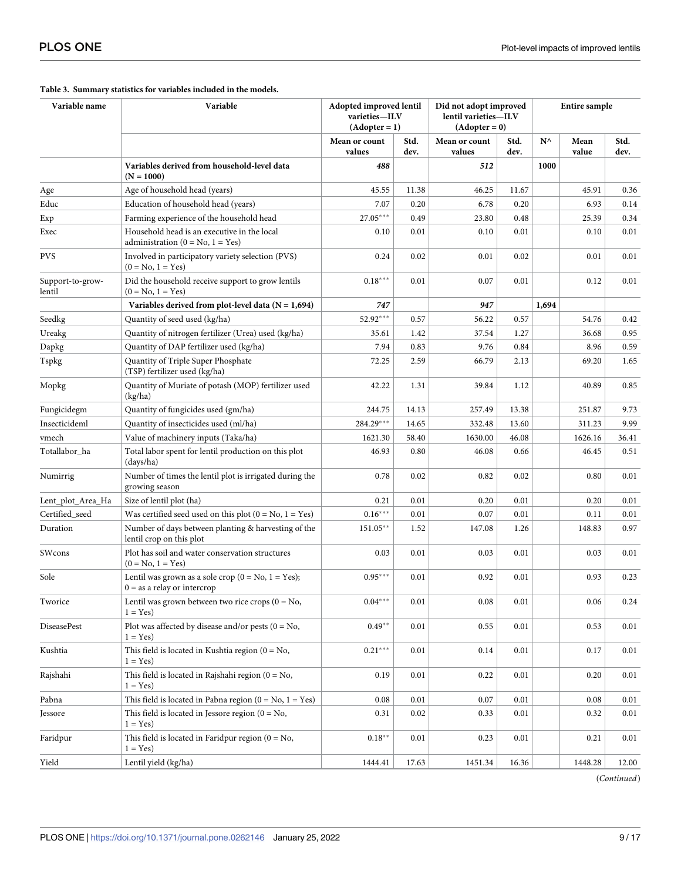**Table 3. Summary statistics for variables included in the models.**

| Variable name | Variable | Adopted improved lentil varieties—ILV (Adopter = 1) | | Did not adopt improved lentil varieties—ILV (Adopter = 0) | | Entire sample | | |
|---|---|---|---|---|---|---|---|---|
| | | Mean or count values | Std. dev. | Mean or count values | Std. dev. | N^ | Mean value | Std. dev. |
| | **Variables derived from household-level data (N = 1000)** | ***488*** | | ***512*** | | **1000** | | |
| Age | Age of household head (years) | 45.55 | 11.38 | 46.25 | 11.67 | | 45.91 | 0.36 |
| Educ | Education of household head (years) | 7.07 | 0.20 | 6.78 | 0.20 | | 6.93 | 0.14 |
| Exp | Farming experience of the household head | 27.05*** | 0.49 | 23.80 | 0.48 | | 25.39 | 0.34 |
| Exec | Household head is an executive in the local administration (0 = No, 1 = Yes) | 0.10 | 0.01 | 0.10 | 0.01 | | 0.10 | 0.01 |
| PVS | Involved in participatory variety selection (PVS) (0 = No, 1 = Yes) | 0.24 | 0.02 | 0.01 | 0.02 | | 0.01 | 0.01 |
| Support-to-grow-lentil | Did the household receive support to grow lentils (0 = No, 1 = Yes) | 0.18*** | 0.01 | 0.07 | 0.01 | | 0.12 | 0.01 |
| | **Variables derived from plot-level data (N = 1,694)** | ***747*** | | ***947*** | | **1,694** | | |
| Seedkg | Quantity of seed used (kg/ha) | 52.92*** | 0.57 | 56.22 | 0.57 | | 54.76 | 0.42 |
| Ureakg | Quantity of nitrogen fertilizer (Urea) used (kg/ha) | 35.61 | 1.42 | 37.54 | 1.27 | | 36.68 | 0.95 |
| Dapkg | Quantity of DAP fertilizer used (kg/ha) | 7.94 | 0.83 | 9.76 | 0.84 | | 8.96 | 0.59 |
| Tspkg | Quantity of Triple Super Phosphate (TSP) fertilizer used (kg/ha) | 72.25 | 2.59 | 66.79 | 2.13 | | 69.20 | 1.65 |
| Mopkg | Quantity of Muriate of potash (MOP) fertilizer used (kg/ha) | 42.22 | 1.31 | 39.84 | 1.12 | | 40.89 | 0.85 |
| Fungicidegm | Quantity of fungicides used (gm/ha) | 244.75 | 14.13 | 257.49 | 13.38 | | 251.87 | 9.73 |
| Insecticideml | Quantity of insecticides used (ml/ha) | 284.29*** | 14.65 | 332.48 | 13.60 | | 311.23 | 9.99 |
| vmech | Value of machinery inputs (Taka/ha) | 1621.30 | 58.40 | 1630.00 | 46.08 | | 1626.16 | 36.41 |
| Totallabor_ha | Total labor spent for lentil production on this plot (days/ha) | 46.93 | 0.80 | 46.08 | 0.66 | | 46.45 | 0.51 |
| Numirrig | Number of times the lentil plot is irrigated during the growing season | 0.78 | 0.02 | 0.82 | 0.02 | | 0.80 | 0.01 |
| Lent_plot_Area_Ha | Size of lentil plot (ha) | 0.21 | 0.01 | 0.20 | 0.01 | | 0.20 | 0.01 |
| Certified_seed | Was certified seed used on this plot (0 = No, 1 = Yes) | 0.16*** | 0.01 | 0.07 | 0.01 | | 0.11 | 0.01 |
| Duration | Number of days between planting & harvesting of the lentil crop on this plot | 151.05** | 1.52 | 147.08 | 1.26 | | 148.83 | 0.97 |
| SWcons | Plot has soil and water conservation structures (0 = No, 1 = Yes) | 0.03 | 0.01 | 0.03 | 0.01 | | 0.03 | 0.01 |
| Sole | Lentil was grown as a sole crop (0 = No, 1 = Yes); 0 = as a relay or intercrop | 0.95*** | 0.01 | 0.92 | 0.01 | | 0.93 | 0.23 |
| Tworice | Lentil was grown between two rice crops (0 = No, 1 = Yes) | 0.04*** | 0.01 | 0.08 | 0.01 | | 0.06 | 0.24 |
| DiseasePest | Plot was affected by disease and/or pests (0 = No, 1 = Yes) | 0.49** | 0.01 | 0.55 | 0.01 | | 0.53 | 0.01 |
| Kushtia | This field is located in Kushtia region (0 = No, 1 = Yes) | 0.21*** | 0.01 | 0.14 | 0.01 | | 0.17 | 0.01 |
| Rajshahi | This field is located in Rajshahi region (0 = No, 1 = Yes) | 0.19 | 0.01 | 0.22 | 0.01 | | 0.20 | 0.01 |
| Pabna | This field is located in Pabna region (0 = No, 1 = Yes) | 0.08 | 0.01 | 0.07 | 0.01 | | 0.08 | 0.01 |
| Jessore | This field is located in Jessore region (0 = No, 1 = Yes) | 0.31 | 0.02 | 0.33 | 0.01 | | 0.32 | 0.01 |
| Faridpur | This field is located in Faridpur region (0 = No, 1 = Yes) | 0.18** | 0.01 | 0.23 | 0.01 | | 0.21 | 0.01 |
| Yield | Lentil yield (kg/ha) | 1444.41 | 17.63 | 1451.34 | 16.36 | | 1448.28 | 12.00 |

(*Continued*)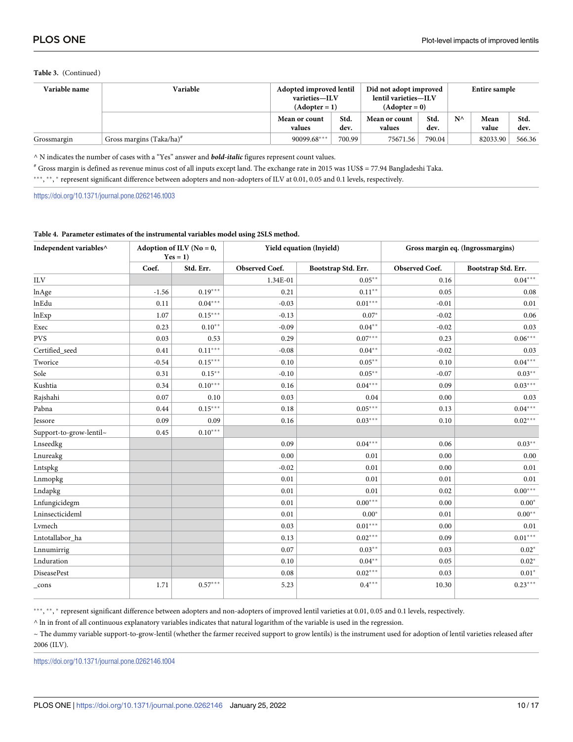**Table 3.** (Continued)

| Variable name | Variable | Adopted improved lentil varieties—ILV (Adopter = 1) | | Did not adopt improved lentil varieties—ILV (Adopter = 0) | | Entire sample | | |
|---|---|---|---|---|---|---|---|---|
| | | Mean or count values | Std. dev. | Mean or count values | Std. dev. | N^ | Mean value | Std. dev. |
| Grossmargin | Gross margins (Taka/ha)[#] | 90099.68*** | 700.99 | 75671.56 | 790.04 | | 82033.90 | 566.36 |

^ N indicates the number of cases with a "Yes" answer and ***bold-italic*** figures represent count values.

[#] Gross margin is defined as revenue minus cost of all inputs except land. The exchange rate in 2015 was 1US$ = 77.94 Bangladeshi Taka.

***, **, * represent significant difference between adopters and non-adopters of ILV at 0.01, 0.05 and 0.1 levels, respectively.

https://doi.org/10.1371/journal.pone.0262146.t003

**Table 4. Parameter estimates of the instrumental variables model using 2SLS method.**

| Independent variables^ | Adoption of ILV (No = 0, Yes = 1) | | Yield equation (lnyield) | | Gross margin eq. (lngrossmargins) | |
|---|---|---|---|---|---|---|
| | Coef. | Std. Err. | Observed Coef. | Bootstrap Std. Err. | Observed Coef. | Bootstrap Std. Err. |
| ILV | | | 1.34E-01 | 0.05** | 0.16 | 0.04*** |
| lnAge | -1.56 | 0.19*** | 0.21 | 0.11** | 0.05 | 0.08 |
| lnEdu | 0.11 | 0.04*** | -0.03 | 0.01*** | -0.01 | 0.01 |
| lnExp | 1.07 | 0.15*** | -0.13 | 0.07* | -0.02 | 0.06 |
| Exec | 0.23 | 0.10** | -0.09 | 0.04** | -0.02 | 0.03 |
| PVS | 0.03 | 0.53 | 0.29 | 0.07*** | 0.23 | 0.06*** |
| Certified_seed | 0.41 | 0.11*** | -0.08 | 0.04** | -0.02 | 0.03 |
| Tworice | -0.54 | 0.15*** | 0.10 | 0.05** | 0.10 | 0.04*** |
| Sole | 0.31 | 0.15** | -0.10 | 0.05** | -0.07 | 0.03** |
| Kushtia | 0.34 | 0.10*** | 0.16 | 0.04*** | 0.09 | 0.03*** |
| Rajshahi | 0.07 | 0.10 | 0.03 | 0.04 | 0.00 | 0.03 |
| Pabna | 0.44 | 0.15*** | 0.18 | 0.05*** | 0.13 | 0.04*** |
| Jessore | 0.09 | 0.09 | 0.16 | 0.03*** | 0.10 | 0.02*** |
| Support-to-grow-lentil~ | 0.45 | 0.10*** | | | | |
| Lnseedkg | | | 0.09 | 0.04*** | 0.06 | 0.03** |
| Lnureakg | | | 0.00 | 0.01 | 0.00 | 0.00 |
| Lntspkg | | | -0.02 | 0.01 | 0.00 | 0.01 |
| Lnmopkg | | | 0.01 | 0.01 | 0.01 | 0.01 |
| Lndapkg | | | 0.01 | 0.01 | 0.02 | 0.00*** |
| Lnfungicidegm | | | 0.01 | 0.00*** | 0.00 | 0.00* |
| Lninsecticideml | | | 0.01 | 0.00* | 0.01 | 0.00** |
| Lvmech | | | 0.03 | 0.01*** | 0.00 | 0.01 |
| Lntotallabor_ha | | | 0.13 | 0.02*** | 0.09 | 0.01*** |
| Lnnumirrig | | | 0.07 | 0.03** | 0.03 | 0.02* |
| Lnduration | | | 0.10 | 0.04** | 0.05 | 0.02* |
| DiseasePest | | | 0.08 | 0.02*** | 0.03 | 0.01* |
| _cons | 1.71 | 0.57*** | 5.23 | 0.4*** | 10.30 | 0.23*** |

***, **, * represent significant difference between adopters and non-adopters of improved lentil varieties at 0.01, 0.05 and 0.1 levels, respectively.

^ ln in front of all continuous explanatory variables indicates that natural logarithm of the variable is used in the regression.

~ The dummy variable support-to-grow-lentil (whether the farmer received support to grow lentils) is the instrument used for adoption of lentil varieties released after 2006 (ILV).

https://doi.org/10.1371/journal.pone.0262146.t004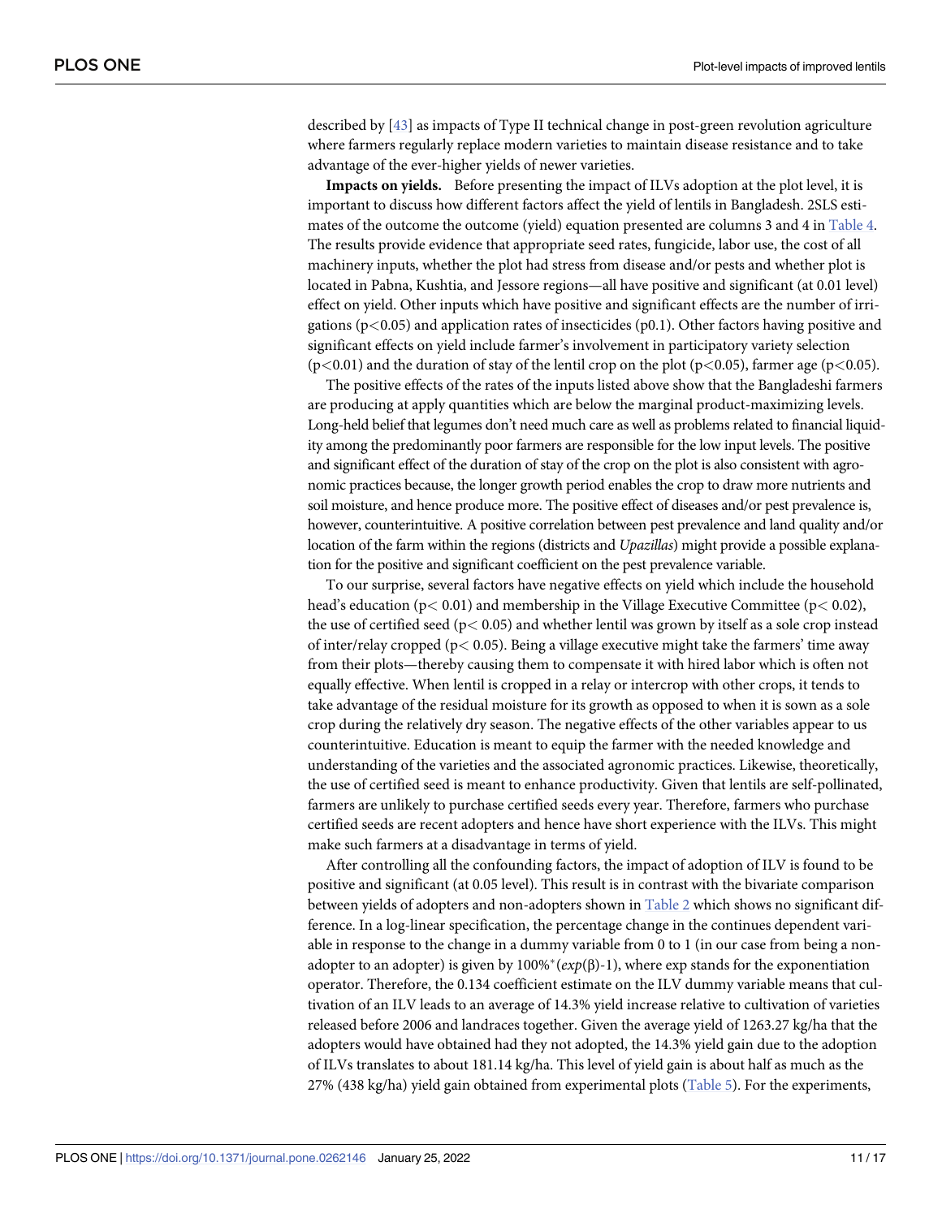described by [43] as impacts of Type II technical change in post-green revolution agriculture where farmers regularly replace modern varieties to maintain disease resistance and to take advantage of the ever-higher yields of newer varieties.

**Impacts on yields.** Before presenting the impact of ILVs adoption at the plot level, it is important to discuss how different factors affect the yield of lentils in Bangladesh. 2SLS estimates of the outcome the outcome (yield) equation presented are columns 3 and 4 in Table 4. The results provide evidence that appropriate seed rates, fungicide, labor use, the cost of all machinery inputs, whether the plot had stress from disease and/or pests and whether plot is located in Pabna, Kushtia, and Jessore regions—all have positive and significant (at 0.01 level) effect on yield. Other inputs which have positive and significant effects are the number of irrigations ($p<0.05$) and application rates of insecticides (p0.1). Other factors having positive and significant effects on yield include farmer's involvement in participatory variety selection ($p<0.01$) and the duration of stay of the lentil crop on the plot ($p<0.05$), farmer age ($p<0.05$).

The positive effects of the rates of the inputs listed above show that the Bangladeshi farmers are producing at apply quantities which are below the marginal product-maximizing levels. Long-held belief that legumes don't need much care as well as problems related to financial liquidity among the predominantly poor farmers are responsible for the low input levels. The positive and significant effect of the duration of stay of the crop on the plot is also consistent with agronomic practices because, the longer growth period enables the crop to draw more nutrients and soil moisture, and hence produce more. The positive effect of diseases and/or pest prevalence is, however, counterintuitive. A positive correlation between pest prevalence and land quality and/or location of the farm within the regions (districts and *Upazillas*) might provide a possible explanation for the positive and significant coefficient on the pest prevalence variable.

To our surprise, several factors have negative effects on yield which include the household head's education ($p< 0.01$) and membership in the Village Executive Committee ($p< 0.02$), the use of certified seed ($p< 0.05$) and whether lentil was grown by itself as a sole crop instead of inter/relay cropped ($p< 0.05$). Being a village executive might take the farmers' time away from their plots—thereby causing them to compensate it with hired labor which is often not equally effective. When lentil is cropped in a relay or intercrop with other crops, it tends to take advantage of the residual moisture for its growth as opposed to when it is sown as a sole crop during the relatively dry season. The negative effects of the other variables appear to us counterintuitive. Education is meant to equip the farmer with the needed knowledge and understanding of the varieties and the associated agronomic practices. Likewise, theoretically, the use of certified seed is meant to enhance productivity. Given that lentils are self-pollinated, farmers are unlikely to purchase certified seeds every year. Therefore, farmers who purchase certified seeds are recent adopters and hence have short experience with the ILVs. This might make such farmers at a disadvantage in terms of yield.

After controlling all the confounding factors, the impact of adoption of ILV is found to be positive and significant (at 0.05 level). This result is in contrast with the bivariate comparison between yields of adopters and non-adopters shown in Table 2 which shows no significant difference. In a log-linear specification, the percentage change in the continues dependent variable in response to the change in a dummy variable from 0 to 1 (in our case from being a non-adopter to an adopter) is given by $100\%^{*}(exp(\beta)\text{-}1)$, where exp stands for the exponentiation operator. Therefore, the 0.134 coefficient estimate on the ILV dummy variable means that cultivation of an ILV leads to an average of 14.3% yield increase relative to cultivation of varieties released before 2006 and landraces together. Given the average yield of 1263.27 kg/ha that the adopters would have obtained had they not adopted, the 14.3% yield gain due to the adoption of ILVs translates to about 181.14 kg/ha. This level of yield gain is about half as much as the 27% (438 kg/ha) yield gain obtained from experimental plots (Table 5). For the experiments,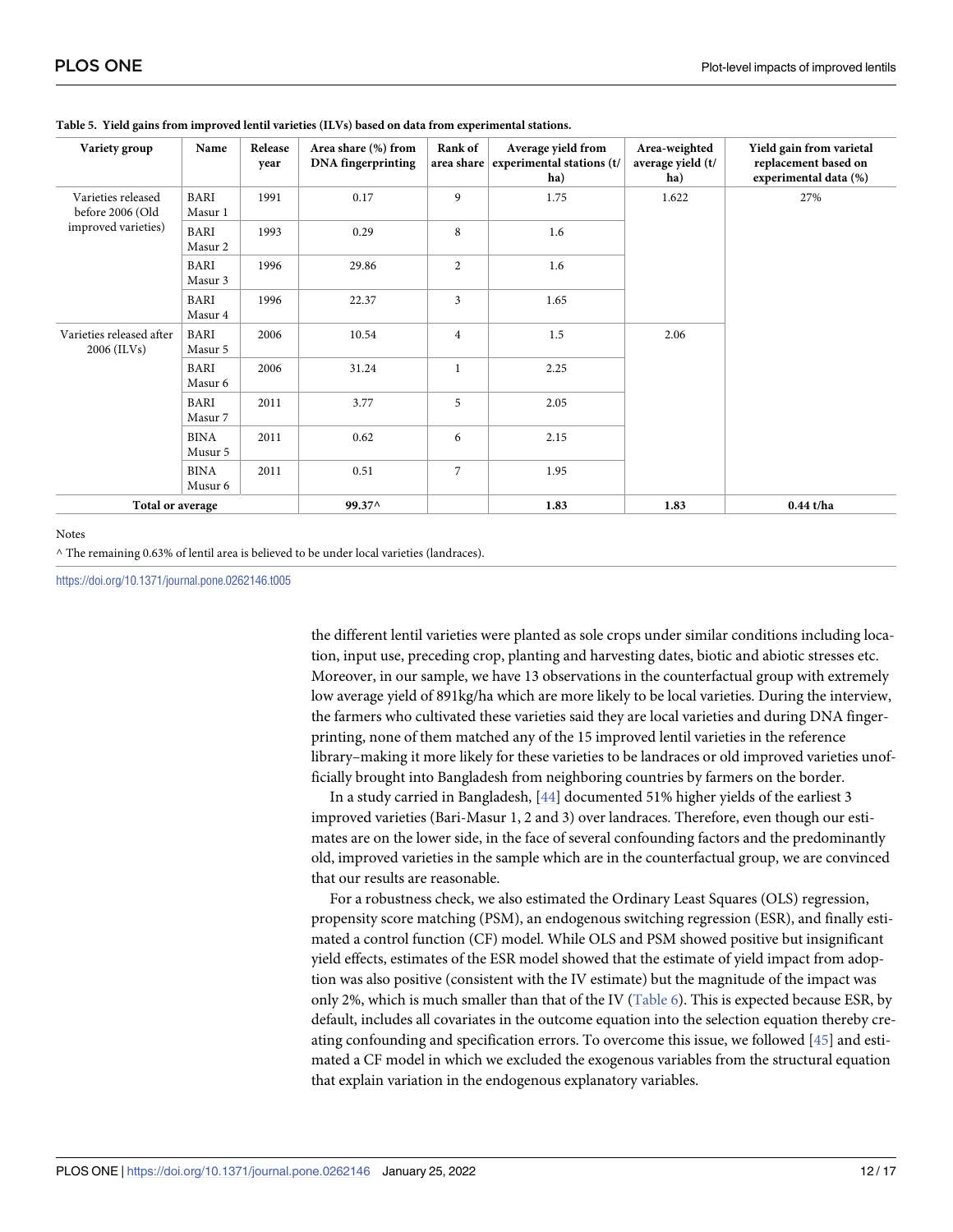**Table 5. Yield gains from improved lentil varieties (ILVs) based on data from experimental stations.**

| Variety group | Name | Release year | Area share (%) from DNA fingerprinting | Rank of area share | Average yield from experimental stations (t/ha) | Area-weighted average yield (t/ha) | Yield gain from varietal replacement based on experimental data (%) |
|---|---|---|---|---|---|---|---|
| Varieties released before 2006 (Old improved varieties) | BARI Masur 1 | 1991 | 0.17 | 9 | 1.75 | 1.622 | 27% |
| | BARI Masur 2 | 1993 | 0.29 | 8 | 1.6 | | |
| | BARI Masur 3 | 1996 | 29.86 | 2 | 1.6 | | |
| | BARI Masur 4 | 1996 | 22.37 | 3 | 1.65 | | |
| Varieties released after 2006 (ILVs) | BARI Masur 5 | 2006 | 10.54 | 4 | 1.5 | 2.06 | |
| | BARI Masur 6 | 2006 | 31.24 | 1 | 2.25 | | |
| | BARI Masur 7 | 2011 | 3.77 | 5 | 2.05 | | |
| | BINA Musur 5 | 2011 | 0.62 | 6 | 2.15 | | |
| | BINA Musur 6 | 2011 | 0.51 | 7 | 1.95 | | |
| **Total or average** | | | **99.37^** | | **1.83** | **1.83** | **0.44 t/ha** |

Notes

^ The remaining 0.63% of lentil area is believed to be under local varieties (landraces).

https://doi.org/10.1371/journal.pone.0262146.t005

the different lentil varieties were planted as sole crops under similar conditions including location, input use, preceding crop, planting and harvesting dates, biotic and abiotic stresses etc. Moreover, in our sample, we have 13 observations in the counterfactual group with extremely low average yield of 891kg/ha which are more likely to be local varieties. During the interview, the farmers who cultivated these varieties said they are local varieties and during DNA fingerprinting, none of them matched any of the 15 improved lentil varieties in the reference library–making it more likely for these varieties to be landraces or old improved varieties unofficially brought into Bangladesh from neighboring countries by farmers on the border.

In a study carried in Bangladesh, [44] documented 51% higher yields of the earliest 3 improved varieties (Bari-Masur 1, 2 and 3) over landraces. Therefore, even though our estimates are on the lower side, in the face of several confounding factors and the predominantly old, improved varieties in the sample which are in the counterfactual group, we are convinced that our results are reasonable.

For a robustness check, we also estimated the Ordinary Least Squares (OLS) regression, propensity score matching (PSM), an endogenous switching regression (ESR), and finally estimated a control function (CF) model. While OLS and PSM showed positive but insignificant yield effects, estimates of the ESR model showed that the estimate of yield impact from adoption was also positive (consistent with the IV estimate) but the magnitude of the impact was only 2%, which is much smaller than that of the IV (Table 6). This is expected because ESR, by default, includes all covariates in the outcome equation into the selection equation thereby creating confounding and specification errors. To overcome this issue, we followed [45] and estimated a CF model in which we excluded the exogenous variables from the structural equation that explain variation in the endogenous explanatory variables.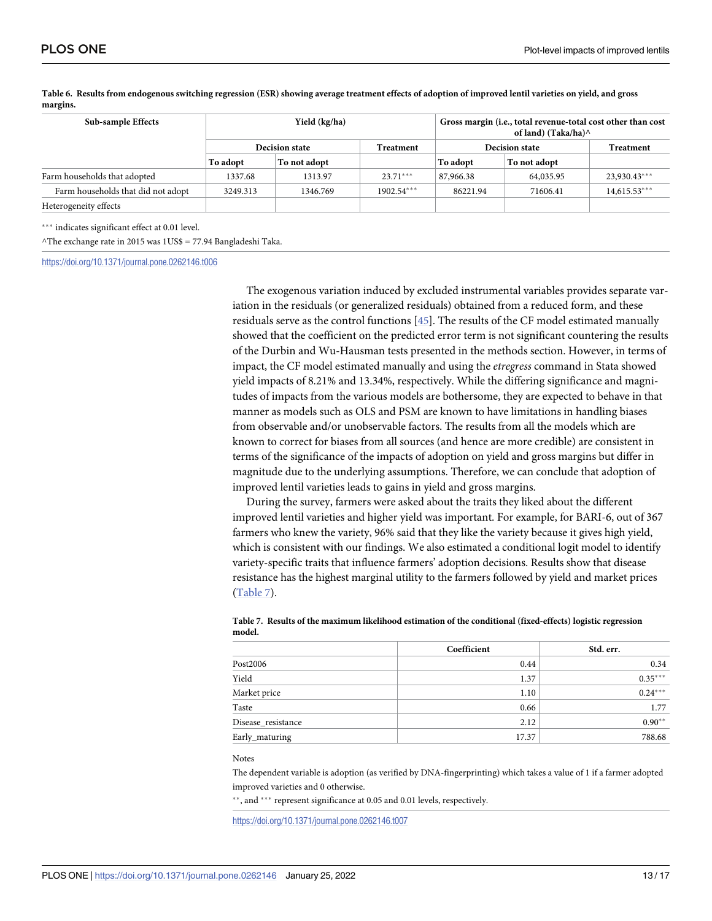**Table 6. Results from endogenous switching regression (ESR) showing average treatment effects of adoption of improved lentil varieties on yield, and gross margins.**

| Sub-sample Effects | Yield (kg/ha) | | | Gross margin (i.e., total revenue-total cost other than cost of land) (Taka/ha)^ | | |
|---|---|---|---|---|---|---|
| | Decision state | | Treatment | Decision state | | Treatment |
| | To adopt | To not adopt | | To adopt | To not adopt | |
| Farm households that adopted | 1337.68 | 1313.97 | 23.71*** | 87,966.38 | 64,035.95 | 23,930.43*** |
| Farm households that did not adopt | 3249.313 | 1346.769 | 1902.54*** | 86221.94 | 71606.41 | 14,615.53*** |
| Heterogeneity effects | | | | | | |

*** indicates significant effect at 0.01 level.

^The exchange rate in 2015 was 1US$ = 77.94 Bangladeshi Taka.

https://doi.org/10.1371/journal.pone.0262146.t006

The exogenous variation induced by excluded instrumental variables provides separate variation in the residuals (or generalized residuals) obtained from a reduced form, and these residuals serve as the control functions [45]. The results of the CF model estimated manually showed that the coefficient on the predicted error term is not significant countering the results of the Durbin and Wu-Hausman tests presented in the methods section. However, in terms of impact, the CF model estimated manually and using the *etregress* command in Stata showed yield impacts of 8.21% and 13.34%, respectively. While the differing significance and magnitudes of impacts from the various models are bothersome, they are expected to behave in that manner as models such as OLS and PSM are known to have limitations in handling biases from observable and/or unobservable factors. The results from all the models which are known to correct for biases from all sources (and hence are more credible) are consistent in terms of the significance of the impacts of adoption on yield and gross margins but differ in magnitude due to the underlying assumptions. Therefore, we can conclude that adoption of improved lentil varieties leads to gains in yield and gross margins.

During the survey, farmers were asked about the traits they liked about the different improved lentil varieties and higher yield was important. For example, for BARI-6, out of 367 farmers who knew the variety, 96% said that they like the variety because it gives high yield, which is consistent with our findings. We also estimated a conditional logit model to identify variety-specific traits that influence farmers' adoption decisions. Results show that disease resistance has the highest marginal utility to the farmers followed by yield and market prices (Table 7).

**Table 7. Results of the maximum likelihood estimation of the conditional (fixed-effects) logistic regression model.**

| | Coefficient | Std. err. |
|---|---|---|
| Post2006 | 0.44 | 0.34 |
| Yield | 1.37 | 0.35*** |
| Market price | 1.10 | 0.24*** |
| Taste | 0.66 | 1.77 |
| Disease_resistance | 2.12 | 0.90** |
| Early_maturing | 17.37 | 788.68 |

Notes

The dependent variable is adoption (as verified by DNA-fingerprinting) which takes a value of 1 if a farmer adopted improved varieties and 0 otherwise.

**, and *** represent significance at 0.05 and 0.01 levels, respectively.

https://doi.org/10.1371/journal.pone.0262146.t007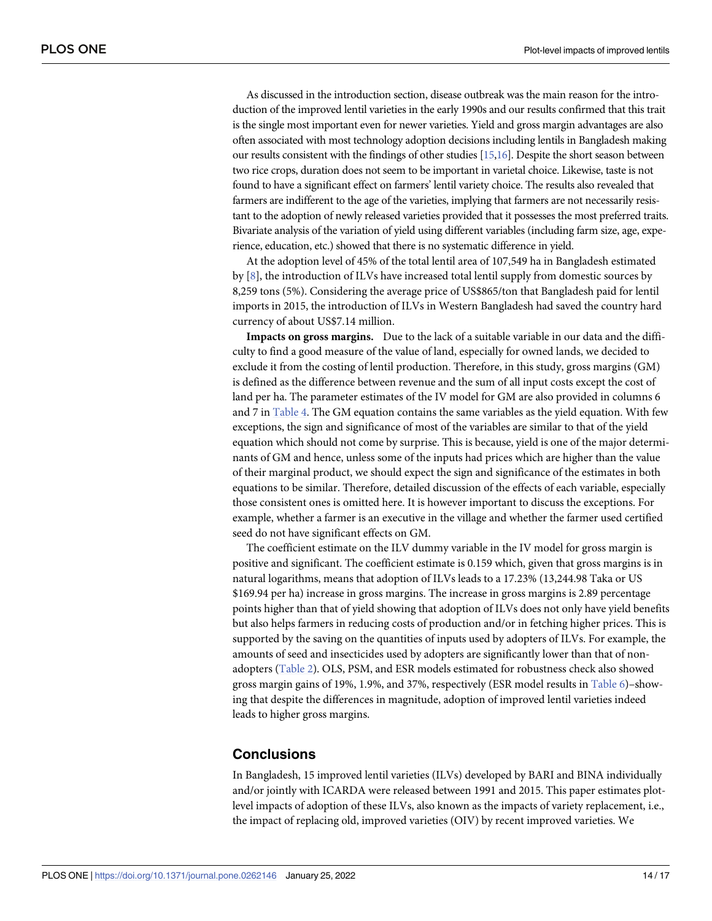As discussed in the introduction section, disease outbreak was the main reason for the introduction of the improved lentil varieties in the early 1990s and our results confirmed that this trait is the single most important even for newer varieties. Yield and gross margin advantages are also often associated with most technology adoption decisions including lentils in Bangladesh making our results consistent with the findings of other studies [15,16]. Despite the short season between two rice crops, duration does not seem to be important in varietal choice. Likewise, taste is not found to have a significant effect on farmers' lentil variety choice. The results also revealed that farmers are indifferent to the age of the varieties, implying that farmers are not necessarily resistant to the adoption of newly released varieties provided that it possesses the most preferred traits. Bivariate analysis of the variation of yield using different variables (including farm size, age, experience, education, etc.) showed that there is no systematic difference in yield.

At the adoption level of 45% of the total lentil area of 107,549 ha in Bangladesh estimated by [8], the introduction of ILVs have increased total lentil supply from domestic sources by 8,259 tons (5%). Considering the average price of US$865/ton that Bangladesh paid for lentil imports in 2015, the introduction of ILVs in Western Bangladesh had saved the country hard currency of about US$7.14 million.

**Impacts on gross margins.** Due to the lack of a suitable variable in our data and the difficulty to find a good measure of the value of land, especially for owned lands, we decided to exclude it from the costing of lentil production. Therefore, in this study, gross margins (GM) is defined as the difference between revenue and the sum of all input costs except the cost of land per ha. The parameter estimates of the IV model for GM are also provided in columns 6 and 7 in Table 4. The GM equation contains the same variables as the yield equation. With few exceptions, the sign and significance of most of the variables are similar to that of the yield equation which should not come by surprise. This is because, yield is one of the major determinants of GM and hence, unless some of the inputs had prices which are higher than the value of their marginal product, we should expect the sign and significance of the estimates in both equations to be similar. Therefore, detailed discussion of the effects of each variable, especially those consistent ones is omitted here. It is however important to discuss the exceptions. For example, whether a farmer is an executive in the village and whether the farmer used certified seed do not have significant effects on GM.

The coefficient estimate on the ILV dummy variable in the IV model for gross margin is positive and significant. The coefficient estimate is 0.159 which, given that gross margins is in natural logarithms, means that adoption of ILVs leads to a 17.23% (13,244.98 Taka or US $169.94 per ha) increase in gross margins. The increase in gross margins is 2.89 percentage points higher than that of yield showing that adoption of ILVs does not only have yield benefits but also helps farmers in reducing costs of production and/or in fetching higher prices. This is supported by the saving on the quantities of inputs used by adopters of ILVs. For example, the amounts of seed and insecticides used by adopters are significantly lower than that of non-adopters (Table 2). OLS, PSM, and ESR models estimated for robustness check also showed gross margin gains of 19%, 1.9%, and 37%, respectively (ESR model results in Table 6)–showing that despite the differences in magnitude, adoption of improved lentil varieties indeed leads to higher gross margins.

## Conclusions

In Bangladesh, 15 improved lentil varieties (ILVs) developed by BARI and BINA individually and/or jointly with ICARDA were released between 1991 and 2015. This paper estimates plot-level impacts of adoption of these ILVs, also known as the impacts of variety replacement, i.e., the impact of replacing old, improved varieties (OIV) by recent improved varieties. We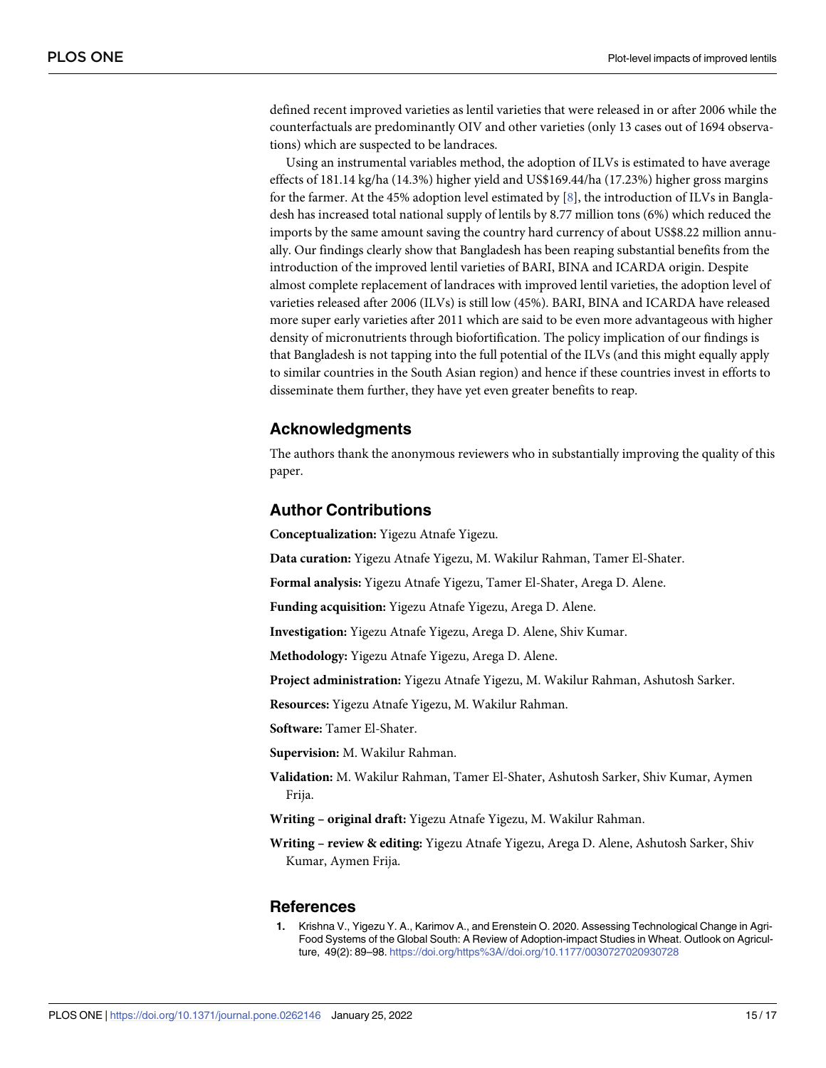defined recent improved varieties as lentil varieties that were released in or after 2006 while the counterfactuals are predominantly OIV and other varieties (only 13 cases out of 1694 observations) which are suspected to be landraces.

Using an instrumental variables method, the adoption of ILVs is estimated to have average effects of 181.14 kg/ha (14.3%) higher yield and US$169.44/ha (17.23%) higher gross margins for the farmer. At the 45% adoption level estimated by [8], the introduction of ILVs in Bangladesh has increased total national supply of lentils by 8.77 million tons (6%) which reduced the imports by the same amount saving the country hard currency of about US$8.22 million annually. Our findings clearly show that Bangladesh has been reaping substantial benefits from the introduction of the improved lentil varieties of BARI, BINA and ICARDA origin. Despite almost complete replacement of landraces with improved lentil varieties, the adoption level of varieties released after 2006 (ILVs) is still low (45%). BARI, BINA and ICARDA have released more super early varieties after 2011 which are said to be even more advantageous with higher density of micronutrients through biofortification. The policy implication of our findings is that Bangladesh is not tapping into the full potential of the ILVs (and this might equally apply to similar countries in the South Asian region) and hence if these countries invest in efforts to disseminate them further, they have yet even greater benefits to reap.

## Acknowledgments

The authors thank the anonymous reviewers who in substantially improving the quality of this paper.

## Author Contributions

**Conceptualization:** Yigezu Atnafe Yigezu.

**Data curation:** Yigezu Atnafe Yigezu, M. Wakilur Rahman, Tamer El-Shater.

**Formal analysis:** Yigezu Atnafe Yigezu, Tamer El-Shater, Arega D. Alene.

**Funding acquisition:** Yigezu Atnafe Yigezu, Arega D. Alene.

**Investigation:** Yigezu Atnafe Yigezu, Arega D. Alene, Shiv Kumar.

**Methodology:** Yigezu Atnafe Yigezu, Arega D. Alene.

**Project administration:** Yigezu Atnafe Yigezu, M. Wakilur Rahman, Ashutosh Sarker.

**Resources:** Yigezu Atnafe Yigezu, M. Wakilur Rahman.

**Software:** Tamer El-Shater.

**Supervision:** M. Wakilur Rahman.

**Validation:** M. Wakilur Rahman, Tamer El-Shater, Ashutosh Sarker, Shiv Kumar, Aymen Frija.

**Writing – original draft:** Yigezu Atnafe Yigezu, M. Wakilur Rahman.

**Writing – review & editing:** Yigezu Atnafe Yigezu, Arega D. Alene, Ashutosh Sarker, Shiv Kumar, Aymen Frija.

## References

1. Krishna V., Yigezu Y. A., Karimov A., and Erenstein O. 2020. Assessing Technological Change in Agri-Food Systems of the Global South: A Review of Adoption-impact Studies in Wheat. Outlook on Agriculture, 49(2): 89–98. https://doi.org/https%3A//doi.org/10.1177/0030727020930728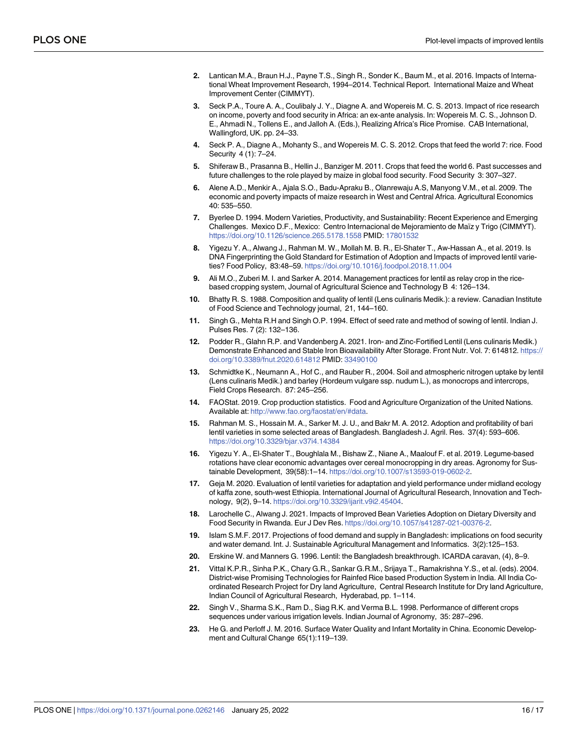2. Lantican M.A., Braun H.J., Payne T.S., Singh R., Sonder K., Baum M., et al. 2016. Impacts of International Wheat Improvement Research, 1994–2014. Technical Report. International Maize and Wheat Improvement Center (CIMMYT).
3. Seck P.A., Toure A. A., Coulibaly J. Y., Diagne A. and Wopereis M. C. S. 2013. Impact of rice research on income, poverty and food security in Africa: an ex-ante analysis. In: Wopereis M. C. S., Johnson D. E., Ahmadi N., Tollens E., and Jalloh A. (Eds.), Realizing Africa's Rice Promise. CAB International, Wallingford, UK. pp. 24–33.
4. Seck P. A., Diagne A., Mohanty S., and Wopereis M. C. S. 2012. Crops that feed the world 7: rice. Food Security 4 (1): 7–24.
5. Shiferaw B., Prasanna B., Hellin J., Banziger M. 2011. Crops that feed the world 6. Past successes and future challenges to the role played by maize in global food security. Food Security 3: 307–327.
6. Alene A.D., Menkir A., Ajala S.O., Badu-Apraku B., Olanrewaju A.S, Manyong V.M., et al. 2009. The economic and poverty impacts of maize research in West and Central Africa. Agricultural Economics 40: 535–550.
7. Byerlee D. 1994. Modern Varieties, Productivity, and Sustainability: Recent Experience and Emerging Challenges. Mexico D.F., Mexico: Centro Internacional de Mejoramiento de Maïz y Trigo (CIMMYT). https://doi.org/10.1126/science.265.5178.1558 PMID: 17801532
8. Yigezu Y. A., Alwang J., Rahman M. W., Mollah M. B. R., El-Shater T., Aw-Hassan A., et al. 2019. Is DNA Fingerprinting the Gold Standard for Estimation of Adoption and Impacts of improved lentil varieties? Food Policy, 83:48–59. https://doi.org/10.1016/j.foodpol.2018.11.004
9. Ali M.O., Zuberi M. I. and Sarker A. 2014. Management practices for lentil as relay crop in the rice-based cropping system, Journal of Agricultural Science and Technology B 4: 126–134.
10. Bhatty R. S. 1988. Composition and quality of lentil (Lens culinaris Medik.): a review. Canadian Institute of Food Science and Technology journal, 21, 144–160.
11. Singh G., Mehta R.H and Singh O.P. 1994. Effect of seed rate and method of sowing of lentil. Indian J. Pulses Res. 7 (2): 132–136.
12. Podder R., Glahn R.P. and Vandenberg A. 2021. Iron- and Zinc-Fortified Lentil (Lens culinaris Medik.) Demonstrate Enhanced and Stable Iron Bioavailability After Storage. Front Nutr. Vol. 7: 614812. https://doi.org/10.3389/fnut.2020.614812 PMID: 33490100
13. Schmidtke K., Neumann A., Hof C., and Rauber R., 2004. Soil and atmospheric nitrogen uptake by lentil (Lens culinaris Medik.) and barley (Hordeum vulgare ssp. nudum L.), as monocrops and intercrops, Field Crops Research. 87: 245–256.
14. FAOStat. 2019. Crop production statistics. Food and Agriculture Organization of the United Nations. Available at: http://www.fao.org/faostat/en/#data.
15. Rahman M. S., Hossain M. A., Sarker M. J. U., and Bakr M. A. 2012. Adoption and profitability of bari lentil varieties in some selected areas of Bangladesh. Bangladesh J. Agril. Res. 37(4): 593–606. https://doi.org/10.3329/bjar.v37i4.14384
16. Yigezu Y. A., El-Shater T., Boughlala M., Bishaw Z., Niane A., Maalouf F. et al. 2019. Legume-based rotations have clear economic advantages over cereal monocropping in dry areas. Agronomy for Sustainable Development, 39(58):1–14. https://doi.org/10.1007/s13593-019-0602-2.
17. Geja M. 2020. Evaluation of lentil varieties for adaptation and yield performance under midland ecology of kaffa zone, south-west Ethiopia. International Journal of Agricultural Research, Innovation and Technology, 9(2), 9–14. https://doi.org/10.3329/ijarit.v9i2.45404.
18. Larochelle C., Alwang J. 2021. Impacts of Improved Bean Varieties Adoption on Dietary Diversity and Food Security in Rwanda. Eur J Dev Res. https://doi.org/10.1057/s41287-021-00376-2.
19. Islam S.M.F. 2017. Projections of food demand and supply in Bangladesh: implications on food security and water demand. Int. J. Sustainable Agricultural Management and Informatics. 3(2):125–153.
20. Erskine W. and Manners G. 1996. Lentil: the Bangladesh breakthrough. ICARDA caravan, (4), 8–9.
21. Vittal K.P.R., Sinha P.K., Chary G.R., Sankar G.R.M., Srijaya T., Ramakrishna Y.S., et al. (eds). 2004. District-wise Promising Technologies for Rainfed Rice based Production System in India. All India Coordinated Research Project for Dry land Agriculture, Central Research Institute for Dry land Agriculture, Indian Council of Agricultural Research, Hyderabad, pp. 1–114.
22. Singh V., Sharma S.K., Ram D., Siag R.K. and Verma B.L. 1998. Performance of different crops sequences under various irrigation levels. Indian Journal of Agronomy, 35: 287–296.
23. He G. and Perloff J. M. 2016. Surface Water Quality and Infant Mortality in China. Economic Development and Cultural Change 65(1):119–139.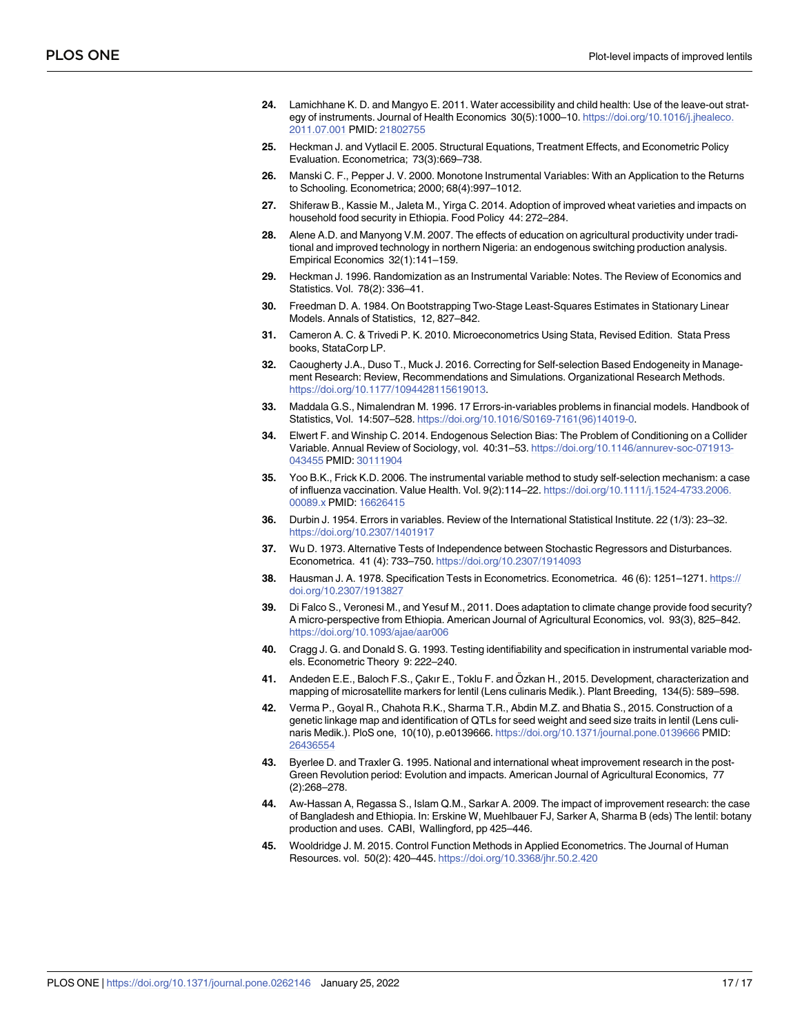24. Lamichhane K. D. and Mangyo E. 2011. Water accessibility and child health: Use of the leave-out strategy of instruments. Journal of Health Economics 30(5):1000–10. https://doi.org/10.1016/j.jhealeco.2011.07.001 PMID: 21802755

25. Heckman J. and Vytlacil E. 2005. Structural Equations, Treatment Effects, and Econometric Policy Evaluation. Econometrica; 73(3):669–738.

26. Manski C. F., Pepper J. V. 2000. Monotone Instrumental Variables: With an Application to the Returns to Schooling. Econometrica; 2000; 68(4):997–1012.

27. Shiferaw B., Kassie M., Jaleta M., Yirga C. 2014. Adoption of improved wheat varieties and impacts on household food security in Ethiopia. Food Policy 44: 272–284.

28. Alene A.D. and Manyong V.M. 2007. The effects of education on agricultural productivity under traditional and improved technology in northern Nigeria: an endogenous switching production analysis. Empirical Economics 32(1):141–159.

29. Heckman J. 1996. Randomization as an Instrumental Variable: Notes. The Review of Economics and Statistics. Vol. 78(2): 336–41.

30. Freedman D. A. 1984. On Bootstrapping Two-Stage Least-Squares Estimates in Stationary Linear Models. Annals of Statistics, 12, 827–842.

31. Cameron A. C. & Trivedi P. K. 2010. Microeconometrics Using Stata, Revised Edition. Stata Press books, StataCorp LP.

32. Caougherty J.A., Duso T., Muck J. 2016. Correcting for Self-selection Based Endogeneity in Management Research: Review, Recommendations and Simulations. Organizational Research Methods. https://doi.org/10.1177/1094428115619013.

33. Maddala G.S., Nimalendran M. 1996. 17 Errors-in-variables problems in financial models. Handbook of Statistics, Vol. 14:507–528. https://doi.org/10.1016/S0169-7161(96)14019-0.

34. Elwert F. and Winship C. 2014. Endogenous Selection Bias: The Problem of Conditioning on a Collider Variable. Annual Review of Sociology, vol. 40:31–53. https://doi.org/10.1146/annurev-soc-071913-043455 PMID: 30111904

35. Yoo B.K., Frick K.D. 2006. The instrumental variable method to study self-selection mechanism: a case of influenza vaccination. Value Health. Vol. 9(2):114–22. https://doi.org/10.1111/j.1524-4733.2006.00089.x PMID: 16626415

36. Durbin J. 1954. Errors in variables. Review of the International Statistical Institute. 22 (1/3): 23–32. https://doi.org/10.2307/1401917

37. Wu D. 1973. Alternative Tests of Independence between Stochastic Regressors and Disturbances. Econometrica. 41 (4): 733–750. https://doi.org/10.2307/1914093

38. Hausman J. A. 1978. Specification Tests in Econometrics. Econometrica. 46 (6): 1251–1271. https://doi.org/10.2307/1913827

39. Di Falco S., Veronesi M., and Yesuf M., 2011. Does adaptation to climate change provide food security? A micro-perspective from Ethiopia. American Journal of Agricultural Economics, vol. 93(3), 825–842. https://doi.org/10.1093/ajae/aar006

40. Cragg J. G. and Donald S. G. 1993. Testing identifiability and specification in instrumental variable models. Econometric Theory 9: 222–240.

41. Andeden E.E., Baloch F.S., Çakır E., Toklu F. and Özkan H., 2015. Development, characterization and mapping of microsatellite markers for lentil (Lens culinaris Medik.). Plant Breeding, 134(5): 589–598.

42. Verma P., Goyal R., Chahota R.K., Sharma T.R., Abdin M.Z. and Bhatia S., 2015. Construction of a genetic linkage map and identification of QTLs for seed weight and seed size traits in lentil (Lens culinaris Medik.). PloS one, 10(10), p.e0139666. https://doi.org/10.1371/journal.pone.0139666 PMID: 26436554

43. Byerlee D. and Traxler G. 1995. National and international wheat improvement research in the post-Green Revolution period: Evolution and impacts. American Journal of Agricultural Economics, 77 (2):268–278.

44. Aw-Hassan A, Regassa S., Islam Q.M., Sarkar A. 2009. The impact of improvement research: the case of Bangladesh and Ethiopia. In: Erskine W, Muehlbauer FJ, Sarker A, Sharma B (eds) The lentil: botany production and uses. CABI, Wallingford, pp 425–446.

45. Wooldridge J. M. 2015. Control Function Methods in Applied Econometrics. The Journal of Human Resources. vol. 50(2): 420–445. https://doi.org/10.3368/jhr.50.2.420